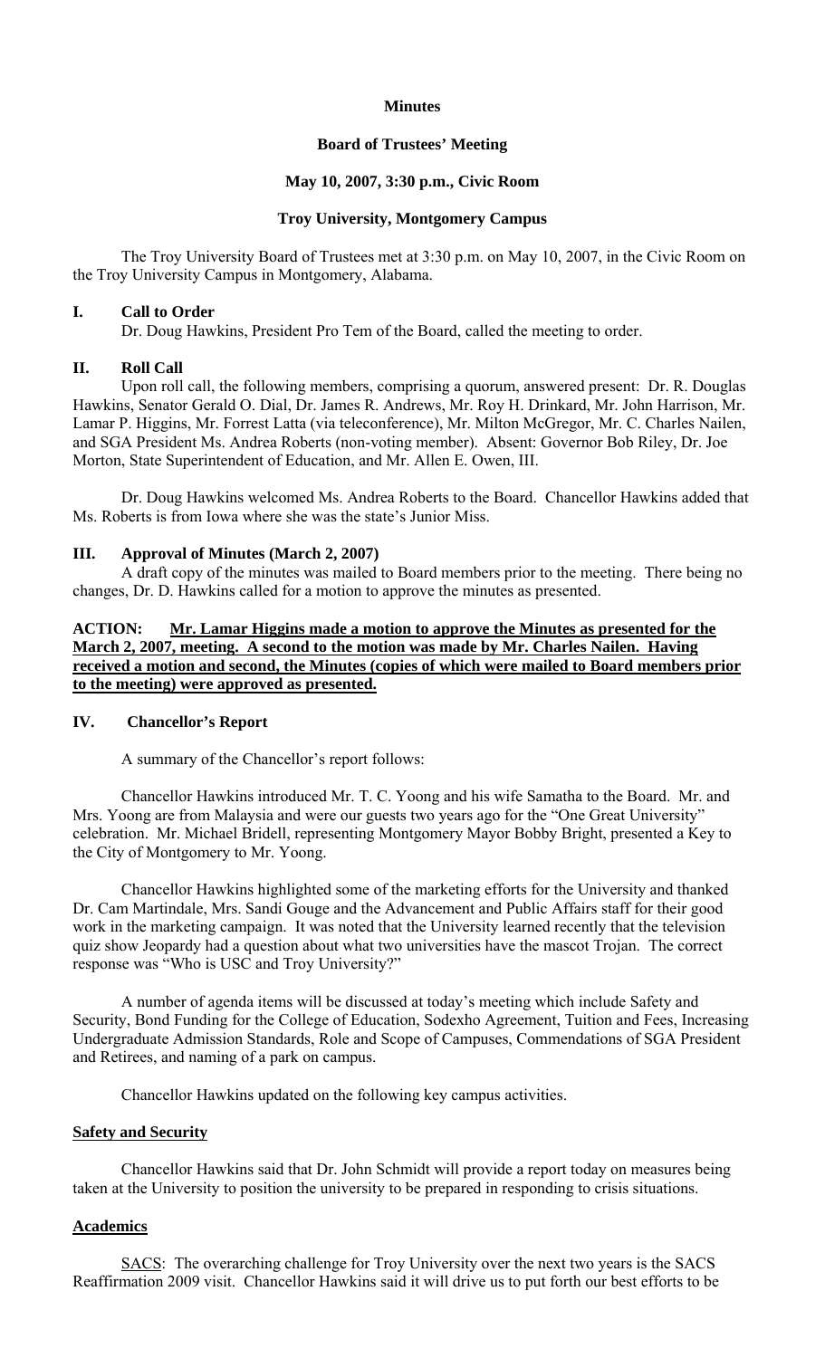**Minutes**

**Board of Trustees' Meeting**

**May 10, 2007, 3:30 p.m., Civic Room**

**Troy University, Montgomery Campus**

The Troy University Board of Trustees met at 3:30 p.m. on May 10, 2007, in the Civic Room on the Troy University Campus in Montgomery, Alabama.

## I. Call to Order

Dr. Doug Hawkins, President Pro Tem of the Board, called the meeting to order.

## II. Roll Call

Upon roll call, the following members, comprising a quorum, answered present: Dr. R. Douglas Hawkins, Senator Gerald O. Dial, Dr. James R. Andrews, Mr. Roy H. Drinkard, Mr. John Harrison, Mr. Lamar P. Higgins, Mr. Forrest Latta (via teleconference), Mr. Milton McGregor, Mr. C. Charles Nailen, and SGA President Ms. Andrea Roberts (non-voting member). Absent: Governor Bob Riley, Dr. Joe Morton, State Superintendent of Education, and Mr. Allen E. Owen, III.

Dr. Doug Hawkins welcomed Ms. Andrea Roberts to the Board. Chancellor Hawkins added that Ms. Roberts is from Iowa where she was the state's Junior Miss.

## III. Approval of Minutes (March 2, 2007)

A draft copy of the minutes was mailed to Board members prior to the meeting. There being no changes, Dr. D. Hawkins called for a motion to approve the minutes as presented.

**ACTION: Mr. Lamar Higgins made a motion to approve the Minutes as presented for the March 2, 2007, meeting. A second to the motion was made by Mr. Charles Nailen. Having received a motion and second, the Minutes (copies of which were mailed to Board members prior to the meeting) were approved as presented.**

## IV. Chancellor's Report

A summary of the Chancellor's report follows:

Chancellor Hawkins introduced Mr. T. C. Yoong and his wife Samatha to the Board. Mr. and Mrs. Yoong are from Malaysia and were our guests two years ago for the "One Great University" celebration. Mr. Michael Bridell, representing Montgomery Mayor Bobby Bright, presented a Key to the City of Montgomery to Mr. Yoong.

Chancellor Hawkins highlighted some of the marketing efforts for the University and thanked Dr. Cam Martindale, Mrs. Sandi Gouge and the Advancement and Public Affairs staff for their good work in the marketing campaign. It was noted that the University learned recently that the television quiz show Jeopardy had a question about what two universities have the mascot Trojan. The correct response was "Who is USC and Troy University?"

A number of agenda items will be discussed at today's meeting which include Safety and Security, Bond Funding for the College of Education, Sodexho Agreement, Tuition and Fees, Increasing Undergraduate Admission Standards, Role and Scope of Campuses, Commendations of SGA President and Retirees, and naming of a park on campus.

Chancellor Hawkins updated on the following key campus activities.

### Safety and Security

Chancellor Hawkins said that Dr. John Schmidt will provide a report today on measures being taken at the University to position the university to be prepared in responding to crisis situations.

### Academics

SACS: The overarching challenge for Troy University over the next two years is the SACS Reaffirmation 2009 visit. Chancellor Hawkins said it will drive us to put forth our best efforts to be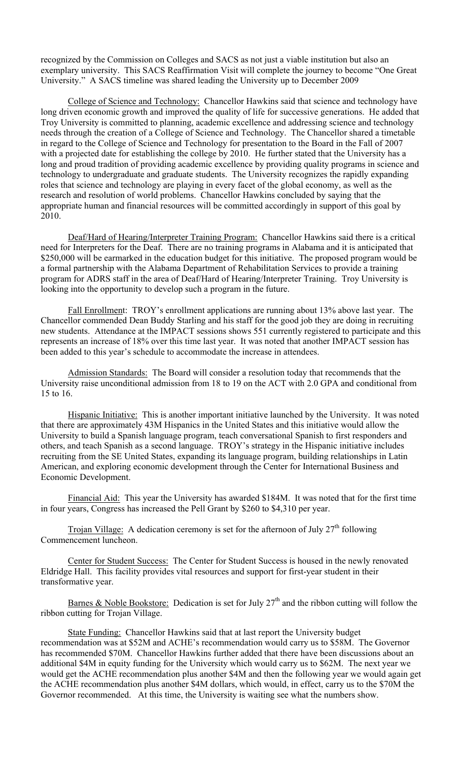recognized by the Commission on Colleges and SACS as not just a viable institution but also an exemplary university. This SACS Reaffirmation Visit will complete the journey to become "One Great University." A SACS timeline was shared leading the University up to December 2009

College of Science and Technology: Chancellor Hawkins said that science and technology have long driven economic growth and improved the quality of life for successive generations. He added that Troy University is committed to planning, academic excellence and addressing science and technology needs through the creation of a College of Science and Technology. The Chancellor shared a timetable in regard to the College of Science and Technology for presentation to the Board in the Fall of 2007 with a projected date for establishing the college by 2010. He further stated that the University has a long and proud tradition of providing academic excellence by providing quality programs in science and technology to undergraduate and graduate students. The University recognizes the rapidly expanding roles that science and technology are playing in every facet of the global economy, as well as the research and resolution of world problems. Chancellor Hawkins concluded by saying that the appropriate human and financial resources will be committed accordingly in support of this goal by 2010.

Deaf/Hard of Hearing/Interpreter Training Program: Chancellor Hawkins said there is a critical need for Interpreters for the Deaf. There are no training programs in Alabama and it is anticipated that $250,000 will be earmarked in the education budget for this initiative. The proposed program would be a formal partnership with the Alabama Department of Rehabilitation Services to provide a training program for ADRS staff in the area of Deaf/Hard of Hearing/Interpreter Training. Troy University is looking into the opportunity to develop such a program in the future.

Fall Enrollment: TROY's enrollment applications are running about 13% above last year. The Chancellor commended Dean Buddy Starling and his staff for the good job they are doing in recruiting new students. Attendance at the IMPACT sessions shows 551 currently registered to participate and this represents an increase of 18% over this time last year. It was noted that another IMPACT session has been added to this year's schedule to accommodate the increase in attendees.

Admission Standards: The Board will consider a resolution today that recommends that the University raise unconditional admission from 18 to 19 on the ACT with 2.0 GPA and conditional from 15 to 16.

Hispanic Initiative: This is another important initiative launched by the University. It was noted that there are approximately 43M Hispanics in the United States and this initiative would allow the University to build a Spanish language program, teach conversational Spanish to first responders and others, and teach Spanish as a second language. TROY's strategy in the Hispanic initiative includes recruiting from the SE United States, expanding its language program, building relationships in Latin American, and exploring economic development through the Center for International Business and Economic Development.

Financial Aid: This year the University has awarded $184M. It was noted that for the first time in four years, Congress has increased the Pell Grant by $260 to $4,310 per year.

Trojan Village: A dedication ceremony is set for the afternoon of July 27th following Commencement luncheon.

Center for Student Success: The Center for Student Success is housed in the newly renovated Eldridge Hall. This facility provides vital resources and support for first-year student in their transformative year.

Barnes & Noble Bookstore: Dedication is set for July 27th and the ribbon cutting will follow the ribbon cutting for Trojan Village.

State Funding: Chancellor Hawkins said that at last report the University budget recommendation was at $52M and ACHE's recommendation would carry us to $58M. The Governor has recommended $70M. Chancellor Hawkins further added that there have been discussions about an additional $4M in equity funding for the University which would carry us to $62M. The next year we would get the ACHE recommendation plus another $4M and then the following year we would again get the ACHE recommendation plus another $4M dollars, which would, in effect, carry us to the $70M the Governor recommended. At this time, the University is waiting see what the numbers show.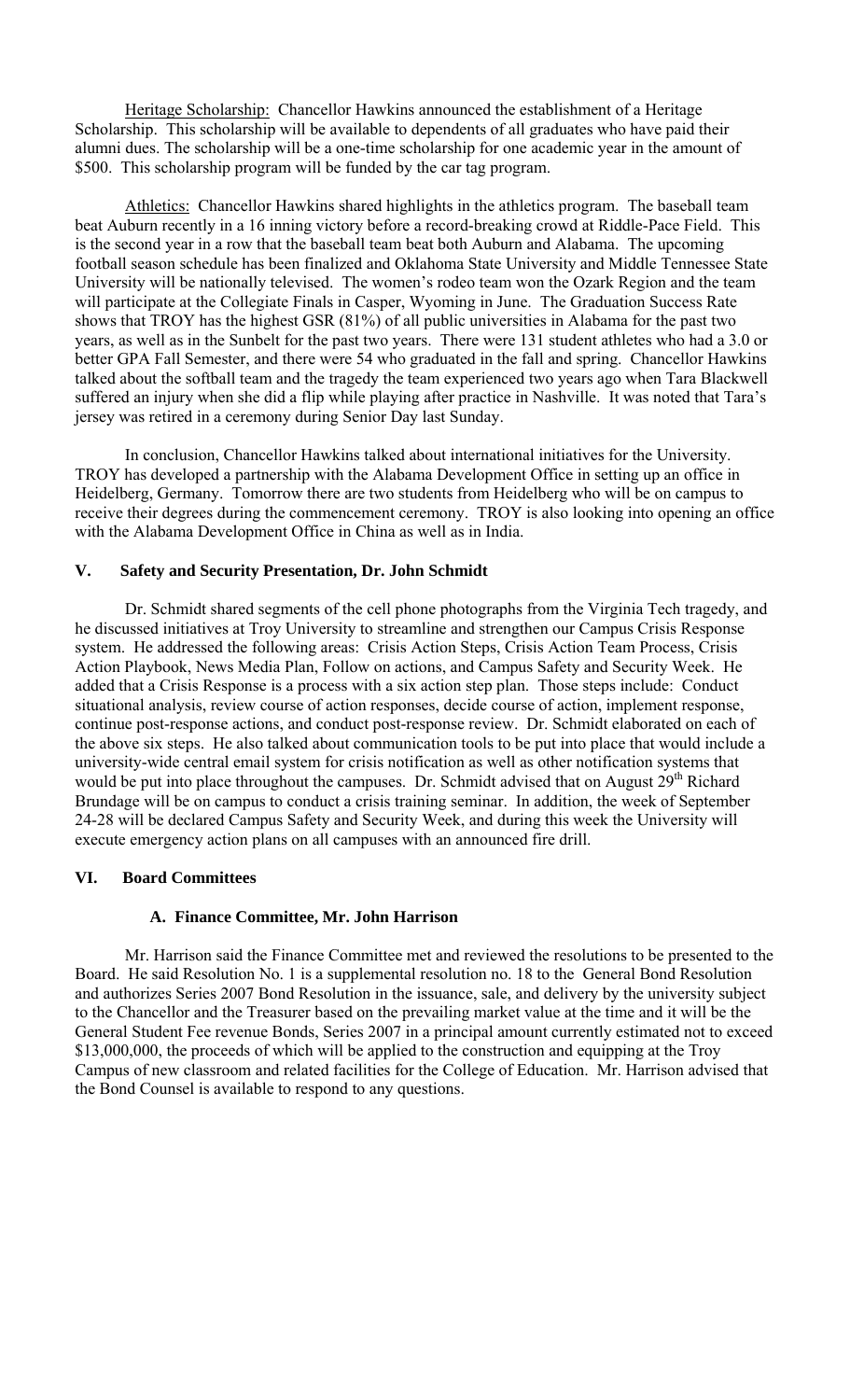Heritage Scholarship: Chancellor Hawkins announced the establishment of a Heritage Scholarship. This scholarship will be available to dependents of all graduates who have paid their alumni dues. The scholarship will be a one-time scholarship for one academic year in the amount of $500. This scholarship program will be funded by the car tag program.

Athletics: Chancellor Hawkins shared highlights in the athletics program. The baseball team beat Auburn recently in a 16 inning victory before a record-breaking crowd at Riddle-Pace Field. This is the second year in a row that the baseball team beat both Auburn and Alabama. The upcoming football season schedule has been finalized and Oklahoma State University and Middle Tennessee State University will be nationally televised. The women's rodeo team won the Ozark Region and the team will participate at the Collegiate Finals in Casper, Wyoming in June. The Graduation Success Rate shows that TROY has the highest GSR (81%) of all public universities in Alabama for the past two years, as well as in the Sunbelt for the past two years. There were 131 student athletes who had a 3.0 or better GPA Fall Semester, and there were 54 who graduated in the fall and spring. Chancellor Hawkins talked about the softball team and the tragedy the team experienced two years ago when Tara Blackwell suffered an injury when she did a flip while playing after practice in Nashville. It was noted that Tara's jersey was retired in a ceremony during Senior Day last Sunday.

In conclusion, Chancellor Hawkins talked about international initiatives for the University. TROY has developed a partnership with the Alabama Development Office in setting up an office in Heidelberg, Germany. Tomorrow there are two students from Heidelberg who will be on campus to receive their degrees during the commencement ceremony. TROY is also looking into opening an office with the Alabama Development Office in China as well as in India.

## V. Safety and Security Presentation, Dr. John Schmidt

Dr. Schmidt shared segments of the cell phone photographs from the Virginia Tech tragedy, and he discussed initiatives at Troy University to streamline and strengthen our Campus Crisis Response system. He addressed the following areas: Crisis Action Steps, Crisis Action Team Process, Crisis Action Playbook, News Media Plan, Follow on actions, and Campus Safety and Security Week. He added that a Crisis Response is a process with a six action step plan. Those steps include: Conduct situational analysis, review course of action responses, decide course of action, implement response, continue post-response actions, and conduct post-response review. Dr. Schmidt elaborated on each of the above six steps. He also talked about communication tools to be put into place that would include a university-wide central email system for crisis notification as well as other notification systems that would be put into place throughout the campuses. Dr. Schmidt advised that on August 29th Richard Brundage will be on campus to conduct a crisis training seminar. In addition, the week of September 24-28 will be declared Campus Safety and Security Week, and during this week the University will execute emergency action plans on all campuses with an announced fire drill.

## VI. Board Committees

### A. Finance Committee, Mr. John Harrison

Mr. Harrison said the Finance Committee met and reviewed the resolutions to be presented to the Board. He said Resolution No. 1 is a supplemental resolution no. 18 to the General Bond Resolution and authorizes Series 2007 Bond Resolution in the issuance, sale, and delivery by the university subject to the Chancellor and the Treasurer based on the prevailing market value at the time and it will be the General Student Fee revenue Bonds, Series 2007 in a principal amount currently estimated not to exceed $13,000,000, the proceeds of which will be applied to the construction and equipping at the Troy Campus of new classroom and related facilities for the College of Education. Mr. Harrison advised that the Bond Counsel is available to respond to any questions.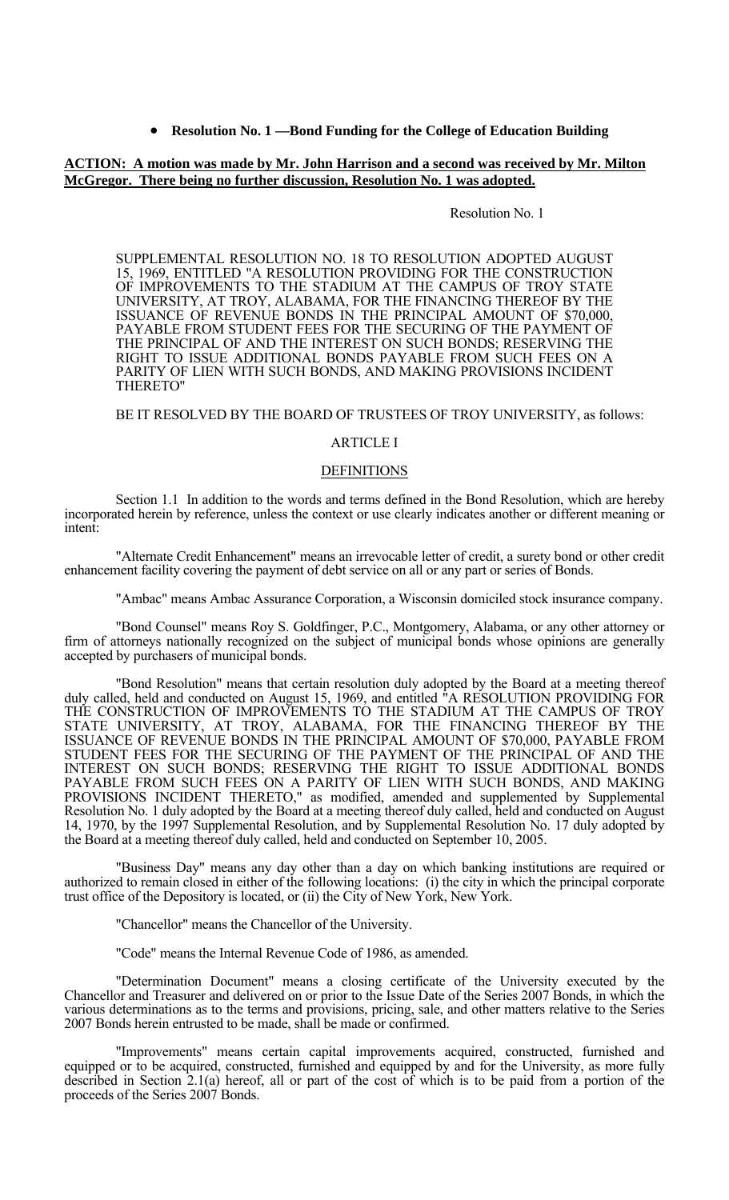- **Resolution No. 1 —Bond Funding for the College of Education Building**

**ACTION: A motion was made by Mr. John Harrison and a second was received by Mr. Milton McGregor. There being no further discussion, Resolution No. 1 was adopted.**

Resolution No. 1

SUPPLEMENTAL RESOLUTION NO. 18 TO RESOLUTION ADOPTED AUGUST 15, 1969, ENTITLED "A RESOLUTION PROVIDING FOR THE CONSTRUCTION OF IMPROVEMENTS TO THE STADIUM AT THE CAMPUS OF TROY STATE UNIVERSITY, AT TROY, ALABAMA, FOR THE FINANCING THEREOF BY THE ISSUANCE OF REVENUE BONDS IN THE PRINCIPAL AMOUNT OF $70,000, PAYABLE FROM STUDENT FEES FOR THE SECURING OF THE PAYMENT OF THE PRINCIPAL OF AND THE INTEREST ON SUCH BONDS; RESERVING THE RIGHT TO ISSUE ADDITIONAL BONDS PAYABLE FROM SUCH FEES ON A PARITY OF LIEN WITH SUCH BONDS, AND MAKING PROVISIONS INCIDENT THERETO"

BE IT RESOLVED BY THE BOARD OF TRUSTEES OF TROY UNIVERSITY, as follows:

ARTICLE I

DEFINITIONS

Section 1.1 In addition to the words and terms defined in the Bond Resolution, which are hereby incorporated herein by reference, unless the context or use clearly indicates another or different meaning or intent:

"Alternate Credit Enhancement" means an irrevocable letter of credit, a surety bond or other credit enhancement facility covering the payment of debt service on all or any part or series of Bonds.

"Ambac" means Ambac Assurance Corporation, a Wisconsin domiciled stock insurance company.

"Bond Counsel" means Roy S. Goldfinger, P.C., Montgomery, Alabama, or any other attorney or firm of attorneys nationally recognized on the subject of municipal bonds whose opinions are generally accepted by purchasers of municipal bonds.

"Bond Resolution" means that certain resolution duly adopted by the Board at a meeting thereof duly called, held and conducted on August 15, 1969, and entitled "A RESOLUTION PROVIDING FOR THE CONSTRUCTION OF IMPROVEMENTS TO THE STADIUM AT THE CAMPUS OF TROY STATE UNIVERSITY, AT TROY, ALABAMA, FOR THE FINANCING THEREOF BY THE ISSUANCE OF REVENUE BONDS IN THE PRINCIPAL AMOUNT OF $70,000, PAYABLE FROM STUDENT FEES FOR THE SECURING OF THE PAYMENT OF THE PRINCIPAL OF AND THE INTEREST ON SUCH BONDS; RESERVING THE RIGHT TO ISSUE ADDITIONAL BONDS PAYABLE FROM SUCH FEES ON A PARITY OF LIEN WITH SUCH BONDS, AND MAKING PROVISIONS INCIDENT THERETO," as modified, amended and supplemented by Supplemental Resolution No. 1 duly adopted by the Board at a meeting thereof duly called, held and conducted on August 14, 1970, by the 1997 Supplemental Resolution, and by Supplemental Resolution No. 17 duly adopted by the Board at a meeting thereof duly called, held and conducted on September 10, 2005.

"Business Day" means any day other than a day on which banking institutions are required or authorized to remain closed in either of the following locations: (i) the city in which the principal corporate trust office of the Depository is located, or (ii) the City of New York, New York.

"Chancellor" means the Chancellor of the University.

"Code" means the Internal Revenue Code of 1986, as amended.

"Determination Document" means a closing certificate of the University executed by the Chancellor and Treasurer and delivered on or prior to the Issue Date of the Series 2007 Bonds, in which the various determinations as to the terms and provisions, pricing, sale, and other matters relative to the Series 2007 Bonds herein entrusted to be made, shall be made or confirmed.

"Improvements" means certain capital improvements acquired, constructed, furnished and equipped or to be acquired, constructed, furnished and equipped by and for the University, as more fully described in Section 2.1(a) hereof, all or part of the cost of which is to be paid from a portion of the proceeds of the Series 2007 Bonds.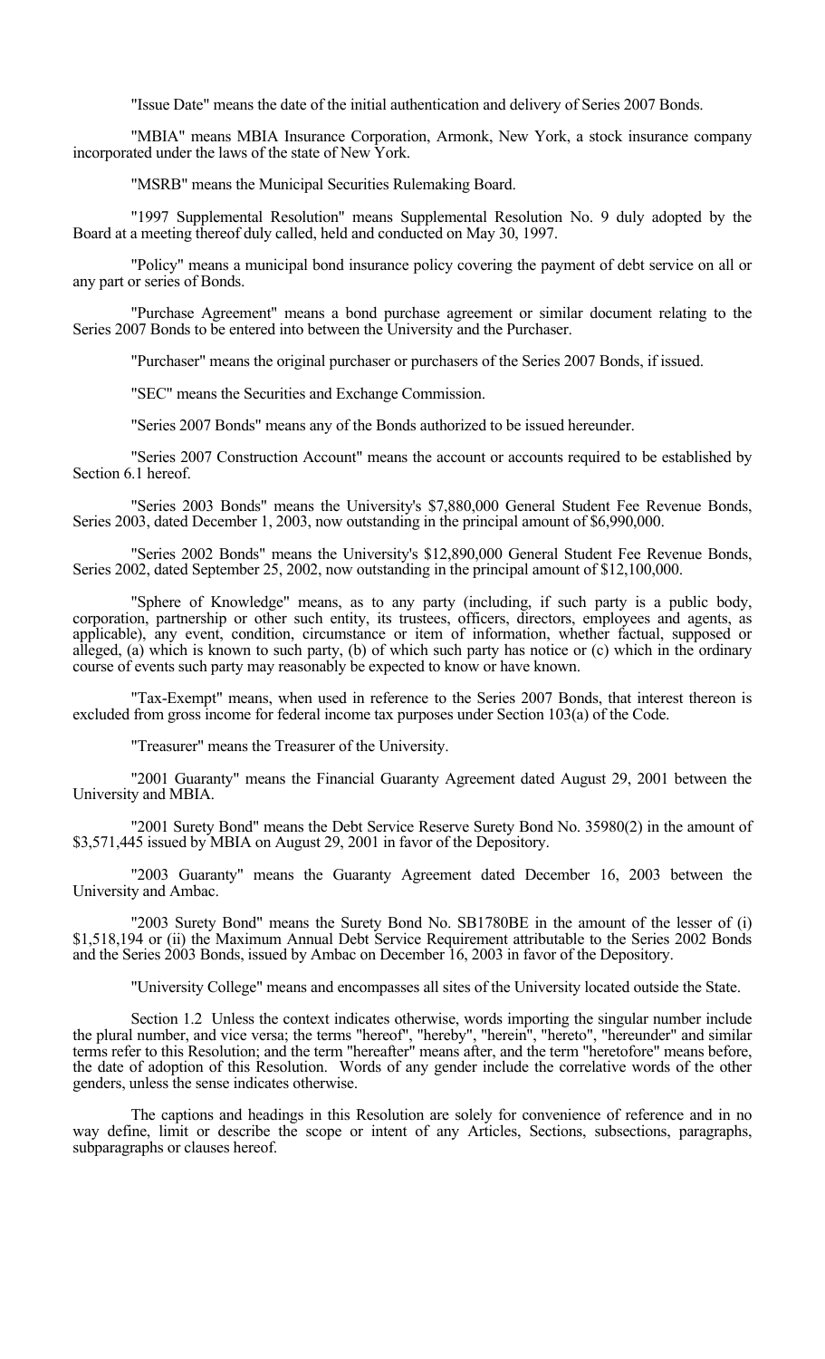"Issue Date" means the date of the initial authentication and delivery of Series 2007 Bonds.

"MBIA" means MBIA Insurance Corporation, Armonk, New York, a stock insurance company incorporated under the laws of the state of New York.

"MSRB" means the Municipal Securities Rulemaking Board.

"1997 Supplemental Resolution" means Supplemental Resolution No. 9 duly adopted by the Board at a meeting thereof duly called, held and conducted on May 30, 1997.

"Policy" means a municipal bond insurance policy covering the payment of debt service on all or any part or series of Bonds.

"Purchase Agreement" means a bond purchase agreement or similar document relating to the Series 2007 Bonds to be entered into between the University and the Purchaser.

"Purchaser" means the original purchaser or purchasers of the Series 2007 Bonds, if issued.

"SEC" means the Securities and Exchange Commission.

"Series 2007 Bonds" means any of the Bonds authorized to be issued hereunder.

"Series 2007 Construction Account" means the account or accounts required to be established by Section 6.1 hereof.

"Series 2003 Bonds" means the University's $7,880,000 General Student Fee Revenue Bonds, Series 2003, dated December 1, 2003, now outstanding in the principal amount of $6,990,000.

"Series 2002 Bonds" means the University's $12,890,000 General Student Fee Revenue Bonds, Series 2002, dated September 25, 2002, now outstanding in the principal amount of $12,100,000.

"Sphere of Knowledge" means, as to any party (including, if such party is a public body, corporation, partnership or other such entity, its trustees, officers, directors, employees and agents, as applicable), any event, condition, circumstance or item of information, whether factual, supposed or alleged, (a) which is known to such party, (b) of which such party has notice or (c) which in the ordinary course of events such party may reasonably be expected to know or have known.

"Tax-Exempt" means, when used in reference to the Series 2007 Bonds, that interest thereon is excluded from gross income for federal income tax purposes under Section 103(a) of the Code.

"Treasurer" means the Treasurer of the University.

"2001 Guaranty" means the Financial Guaranty Agreement dated August 29, 2001 between the University and MBIA.

"2001 Surety Bond" means the Debt Service Reserve Surety Bond No. 35980(2) in the amount of $3,571,445 issued by MBIA on August 29, 2001 in favor of the Depository.

"2003 Guaranty" means the Guaranty Agreement dated December 16, 2003 between the University and Ambac.

"2003 Surety Bond" means the Surety Bond No. SB1780BE in the amount of the lesser of (i) $1,518,194 or (ii) the Maximum Annual Debt Service Requirement attributable to the Series 2002 Bonds and the Series 2003 Bonds, issued by Ambac on December 16, 2003 in favor of the Depository.

"University College" means and encompasses all sites of the University located outside the State.

Section 1.2 Unless the context indicates otherwise, words importing the singular number include the plural number, and vice versa; the terms "hereof", "hereby", "herein", "hereto", "hereunder" and similar terms refer to this Resolution; and the term "hereafter" means after, and the term "heretofore" means before, the date of adoption of this Resolution. Words of any gender include the correlative words of the other genders, unless the sense indicates otherwise.

The captions and headings in this Resolution are solely for convenience of reference and in no way define, limit or describe the scope or intent of any Articles, Sections, subsections, paragraphs, subparagraphs or clauses hereof.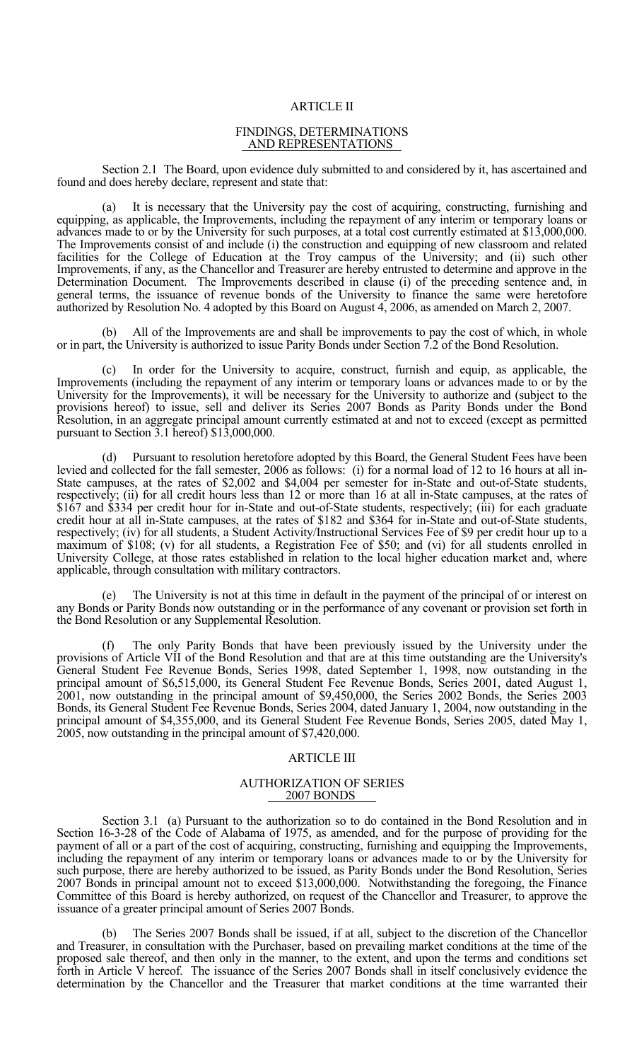## ARTICLE II

### FINDINGS, DETERMINATIONS AND REPRESENTATIONS

Section 2.1 The Board, upon evidence duly submitted to and considered by it, has ascertained and found and does hereby declare, represent and state that:

(a) It is necessary that the University pay the cost of acquiring, constructing, furnishing and equipping, as applicable, the Improvements, including the repayment of any interim or temporary loans or advances made to or by the University for such purposes, at a total cost currently estimated at $13,000,000. The Improvements consist of and include (i) the construction and equipping of new classroom and related facilities for the College of Education at the Troy campus of the University; and (ii) such other Improvements, if any, as the Chancellor and Treasurer are hereby entrusted to determine and approve in the Determination Document. The Improvements described in clause (i) of the preceding sentence and, in general terms, the issuance of revenue bonds of the University to finance the same were heretofore authorized by Resolution No. 4 adopted by this Board on August 4, 2006, as amended on March 2, 2007.

(b) All of the Improvements are and shall be improvements to pay the cost of which, in whole or in part, the University is authorized to issue Parity Bonds under Section 7.2 of the Bond Resolution.

(c) In order for the University to acquire, construct, furnish and equip, as applicable, the Improvements (including the repayment of any interim or temporary loans or advances made to or by the University for the Improvements), it will be necessary for the University to authorize and (subject to the provisions hereof) to issue, sell and deliver its Series 2007 Bonds as Parity Bonds under the Bond Resolution, in an aggregate principal amount currently estimated at and not to exceed (except as permitted pursuant to Section 3.1 hereof) $13,000,000.

(d) Pursuant to resolution heretofore adopted by this Board, the General Student Fees have been levied and collected for the fall semester, 2006 as follows: (i) for a normal load of 12 to 16 hours at all in-State campuses, at the rates of $2,002 and $4,004 per semester for in-State and out-of-State students, respectively; (ii) for all credit hours less than 12 or more than 16 at all in-State campuses, at the rates of $167 and $334 per credit hour for in-State and out-of-State students, respectively; (iii) for each graduate credit hour at all in-State campuses, at the rates of $182 and $364 for in-State and out-of-State students, respectively; (iv) for all students, a Student Activity/Instructional Services Fee of $9 per credit hour up to a maximum of $108; (v) for all students, a Registration Fee of $50; and (vi) for all students enrolled in University College, at those rates established in relation to the local higher education market and, where applicable, through consultation with military contractors.

(e) The University is not at this time in default in the payment of the principal of or interest on any Bonds or Parity Bonds now outstanding or in the performance of any covenant or provision set forth in the Bond Resolution or any Supplemental Resolution.

(f) The only Parity Bonds that have been previously issued by the University under the provisions of Article VII of the Bond Resolution and that are at this time outstanding are the University's General Student Fee Revenue Bonds, Series 1998, dated September 1, 1998, now outstanding in the principal amount of $6,515,000, its General Student Fee Revenue Bonds, Series 2001, dated August 1, 2001, now outstanding in the principal amount of $9,450,000, the Series 2002 Bonds, the Series 2003 Bonds, its General Student Fee Revenue Bonds, Series 2004, dated January 1, 2004, now outstanding in the principal amount of $4,355,000, and its General Student Fee Revenue Bonds, Series 2005, dated May 1, 2005, now outstanding in the principal amount of $7,420,000.

## ARTICLE III

### AUTHORIZATION OF SERIES 2007 BONDS

Section 3.1 (a) Pursuant to the authorization so to do contained in the Bond Resolution and in Section 16-3-28 of the Code of Alabama of 1975, as amended, and for the purpose of providing for the payment of all or a part of the cost of acquiring, constructing, furnishing and equipping the Improvements, including the repayment of any interim or temporary loans or advances made to or by the University for such purpose, there are hereby authorized to be issued, as Parity Bonds under the Bond Resolution, Series 2007 Bonds in principal amount not to exceed $13,000,000. Notwithstanding the foregoing, the Finance Committee of this Board is hereby authorized, on request of the Chancellor and Treasurer, to approve the issuance of a greater principal amount of Series 2007 Bonds.

(b) The Series 2007 Bonds shall be issued, if at all, subject to the discretion of the Chancellor and Treasurer, in consultation with the Purchaser, based on prevailing market conditions at the time of the proposed sale thereof, and then only in the manner, to the extent, and upon the terms and conditions set forth in Article V hereof. The issuance of the Series 2007 Bonds shall in itself conclusively evidence the determination by the Chancellor and the Treasurer that market conditions at the time warranted their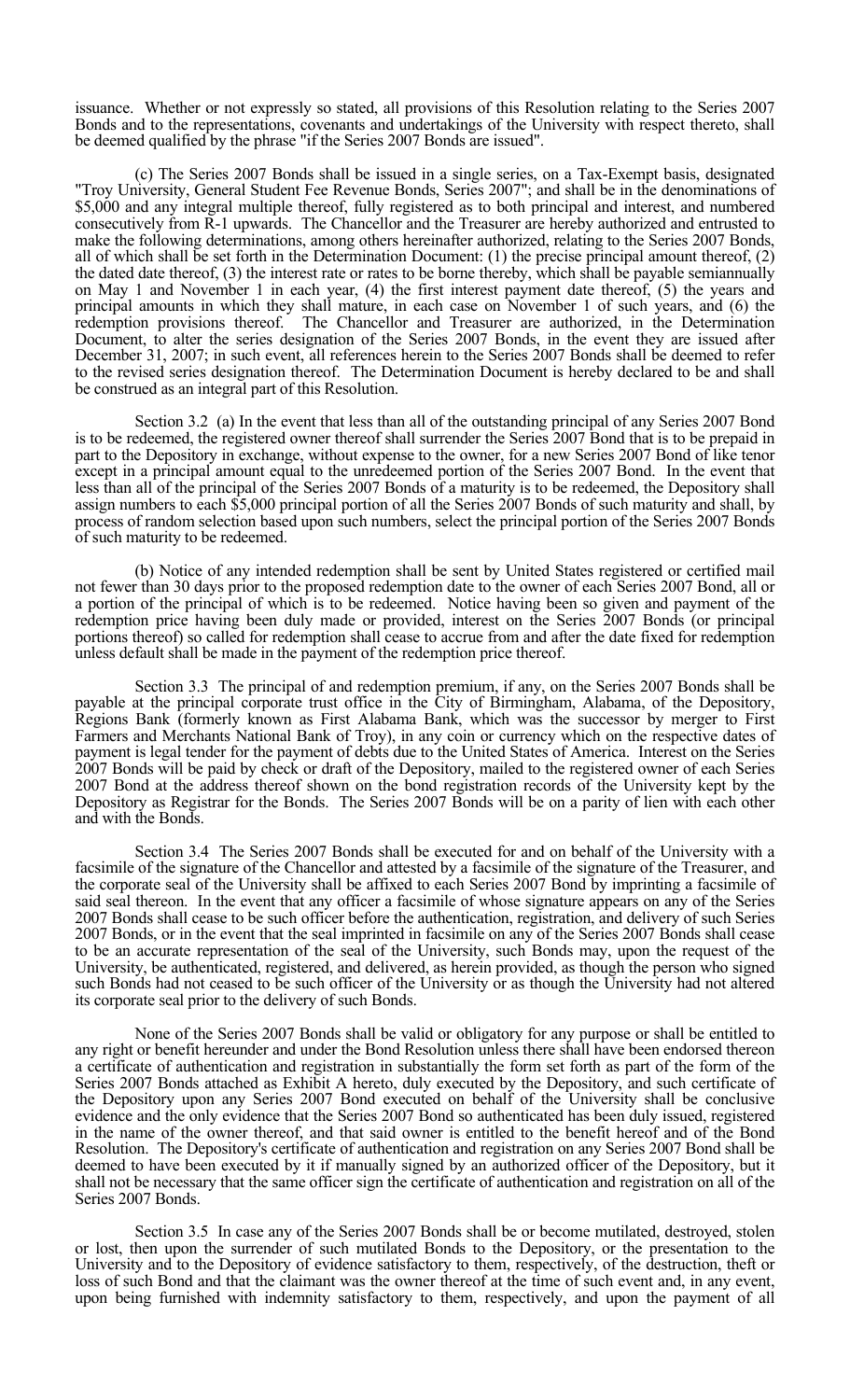issuance. Whether or not expressly so stated, all provisions of this Resolution relating to the Series 2007 Bonds and to the representations, covenants and undertakings of the University with respect thereto, shall be deemed qualified by the phrase "if the Series 2007 Bonds are issued".

(c) The Series 2007 Bonds shall be issued in a single series, on a Tax-Exempt basis, designated "Troy University, General Student Fee Revenue Bonds, Series 2007"; and shall be in the denominations of $5,000 and any integral multiple thereof, fully registered as to both principal and interest, and numbered consecutively from R-1 upwards. The Chancellor and the Treasurer are hereby authorized and entrusted to make the following determinations, among others hereinafter authorized, relating to the Series 2007 Bonds, all of which shall be set forth in the Determination Document: (1) the precise principal amount thereof, (2) the dated date thereof, (3) the interest rate or rates to be borne thereby, which shall be payable semiannually on May 1 and November 1 in each year, (4) the first interest payment date thereof, (5) the years and principal amounts in which they shall mature, in each case on November 1 of such years, and (6) the redemption provisions thereof. The Chancellor and Treasurer are authorized, in the Determination Document, to alter the series designation of the Series 2007 Bonds, in the event they are issued after December 31, 2007; in such event, all references herein to the Series 2007 Bonds shall be deemed to refer to the revised series designation thereof. The Determination Document is hereby declared to be and shall be construed as an integral part of this Resolution.

Section 3.2 (a) In the event that less than all of the outstanding principal of any Series 2007 Bond is to be redeemed, the registered owner thereof shall surrender the Series 2007 Bond that is to be prepaid in part to the Depository in exchange, without expense to the owner, for a new Series 2007 Bond of like tenor except in a principal amount equal to the unredeemed portion of the Series 2007 Bond. In the event that less than all of the principal of the Series 2007 Bonds of a maturity is to be redeemed, the Depository shall assign numbers to each $5,000 principal portion of all the Series 2007 Bonds of such maturity and shall, by process of random selection based upon such numbers, select the principal portion of the Series 2007 Bonds of such maturity to be redeemed.

(b) Notice of any intended redemption shall be sent by United States registered or certified mail not fewer than 30 days prior to the proposed redemption date to the owner of each Series 2007 Bond, all or a portion of the principal of which is to be redeemed. Notice having been so given and payment of the redemption price having been duly made or provided, interest on the Series 2007 Bonds (or principal portions thereof) so called for redemption shall cease to accrue from and after the date fixed for redemption unless default shall be made in the payment of the redemption price thereof.

Section 3.3 The principal of and redemption premium, if any, on the Series 2007 Bonds shall be payable at the principal corporate trust office in the City of Birmingham, Alabama, of the Depository, Regions Bank (formerly known as First Alabama Bank, which was the successor by merger to First Farmers and Merchants National Bank of Troy), in any coin or currency which on the respective dates of payment is legal tender for the payment of debts due to the United States of America. Interest on the Series 2007 Bonds will be paid by check or draft of the Depository, mailed to the registered owner of each Series 2007 Bond at the address thereof shown on the bond registration records of the University kept by the Depository as Registrar for the Bonds. The Series 2007 Bonds will be on a parity of lien with each other and with the Bonds.

Section 3.4 The Series 2007 Bonds shall be executed for and on behalf of the University with a facsimile of the signature of the Chancellor and attested by a facsimile of the signature of the Treasurer, and the corporate seal of the University shall be affixed to each Series 2007 Bond by imprinting a facsimile of said seal thereon. In the event that any officer a facsimile of whose signature appears on any of the Series 2007 Bonds shall cease to be such officer before the authentication, registration, and delivery of such Series 2007 Bonds, or in the event that the seal imprinted in facsimile on any of the Series 2007 Bonds shall cease to be an accurate representation of the seal of the University, such Bonds may, upon the request of the University, be authenticated, registered, and delivered, as herein provided, as though the person who signed such Bonds had not ceased to be such officer of the University or as though the University had not altered its corporate seal prior to the delivery of such Bonds.

None of the Series 2007 Bonds shall be valid or obligatory for any purpose or shall be entitled to any right or benefit hereunder and under the Bond Resolution unless there shall have been endorsed thereon a certificate of authentication and registration in substantially the form set forth as part of the form of the Series 2007 Bonds attached as Exhibit A hereto, duly executed by the Depository, and such certificate of the Depository upon any Series 2007 Bond executed on behalf of the University shall be conclusive evidence and the only evidence that the Series 2007 Bond so authenticated has been duly issued, registered in the name of the owner thereof, and that said owner is entitled to the benefit hereof and of the Bond Resolution. The Depository's certificate of authentication and registration on any Series 2007 Bond shall be deemed to have been executed by it if manually signed by an authorized officer of the Depository, but it shall not be necessary that the same officer sign the certificate of authentication and registration on all of the Series 2007 Bonds.

Section 3.5 In case any of the Series 2007 Bonds shall be or become mutilated, destroyed, stolen or lost, then upon the surrender of such mutilated Bonds to the Depository, or the presentation to the University and to the Depository of evidence satisfactory to them, respectively, of the destruction, theft or loss of such Bond and that the claimant was the owner thereof at the time of such event and, in any event, upon being furnished with indemnity satisfactory to them, respectively, and upon the payment of all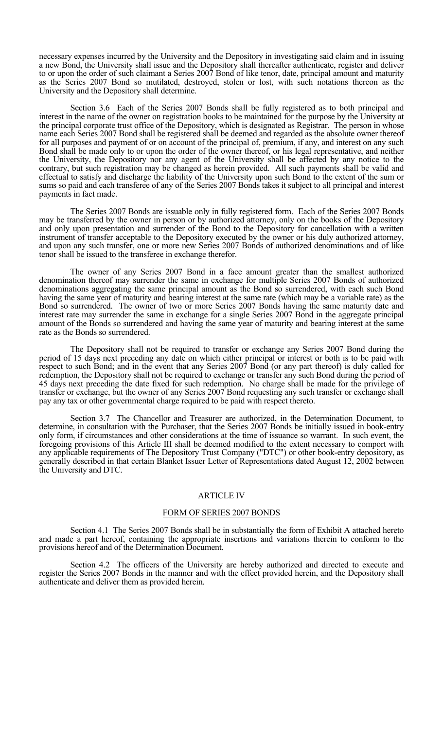necessary expenses incurred by the University and the Depository in investigating said claim and in issuing a new Bond, the University shall issue and the Depository shall thereafter authenticate, register and deliver to or upon the order of such claimant a Series 2007 Bond of like tenor, date, principal amount and maturity as the Series 2007 Bond so mutilated, destroyed, stolen or lost, with such notations thereon as the University and the Depository shall determine.

Section 3.6 Each of the Series 2007 Bonds shall be fully registered as to both principal and interest in the name of the owner on registration books to be maintained for the purpose by the University at the principal corporate trust office of the Depository, which is designated as Registrar. The person in whose name each Series 2007 Bond shall be registered shall be deemed and regarded as the absolute owner thereof for all purposes and payment of or on account of the principal of, premium, if any, and interest on any such Bond shall be made only to or upon the order of the owner thereof, or his legal representative, and neither the University, the Depository nor any agent of the University shall be affected by any notice to the contrary, but such registration may be changed as herein provided. All such payments shall be valid and effectual to satisfy and discharge the liability of the University upon such Bond to the extent of the sum or sums so paid and each transferee of any of the Series 2007 Bonds takes it subject to all principal and interest payments in fact made.

The Series 2007 Bonds are issuable only in fully registered form. Each of the Series 2007 Bonds may be transferred by the owner in person or by authorized attorney, only on the books of the Depository and only upon presentation and surrender of the Bond to the Depository for cancellation with a written instrument of transfer acceptable to the Depository executed by the owner or his duly authorized attorney, and upon any such transfer, one or more new Series 2007 Bonds of authorized denominations and of like tenor shall be issued to the transferee in exchange therefor.

The owner of any Series 2007 Bond in a face amount greater than the smallest authorized denomination thereof may surrender the same in exchange for multiple Series 2007 Bonds of authorized denominations aggregating the same principal amount as the Bond so surrendered, with each such Bond having the same year of maturity and bearing interest at the same rate (which may be a variable rate) as the Bond so surrendered. The owner of two or more Series 2007 Bonds having the same maturity date and interest rate may surrender the same in exchange for a single Series 2007 Bond in the aggregate principal amount of the Bonds so surrendered and having the same year of maturity and bearing interest at the same rate as the Bonds so surrendered.

The Depository shall not be required to transfer or exchange any Series 2007 Bond during the period of 15 days next preceding any date on which either principal or interest or both is to be paid with respect to such Bond; and in the event that any Series 2007 Bond (or any part thereof) is duly called for redemption, the Depository shall not be required to exchange or transfer any such Bond during the period of 45 days next preceding the date fixed for such redemption. No charge shall be made for the privilege of transfer or exchange, but the owner of any Series 2007 Bond requesting any such transfer or exchange shall pay any tax or other governmental charge required to be paid with respect thereto.

Section 3.7 The Chancellor and Treasurer are authorized, in the Determination Document, to determine, in consultation with the Purchaser, that the Series 2007 Bonds be initially issued in book-entry only form, if circumstances and other considerations at the time of issuance so warrant. In such event, the foregoing provisions of this Article III shall be deemed modified to the extent necessary to comport with any applicable requirements of The Depository Trust Company ("DTC") or other book-entry depository, as generally described in that certain Blanket Issuer Letter of Representations dated August 12, 2002 between the University and DTC.

## ARTICLE IV

## FORM OF SERIES 2007 BONDS

Section 4.1 The Series 2007 Bonds shall be in substantially the form of Exhibit A attached hereto and made a part hereof, containing the appropriate insertions and variations therein to conform to the provisions hereof and of the Determination Document.

Section 4.2 The officers of the University are hereby authorized and directed to execute and register the Series 2007 Bonds in the manner and with the effect provided herein, and the Depository shall authenticate and deliver them as provided herein.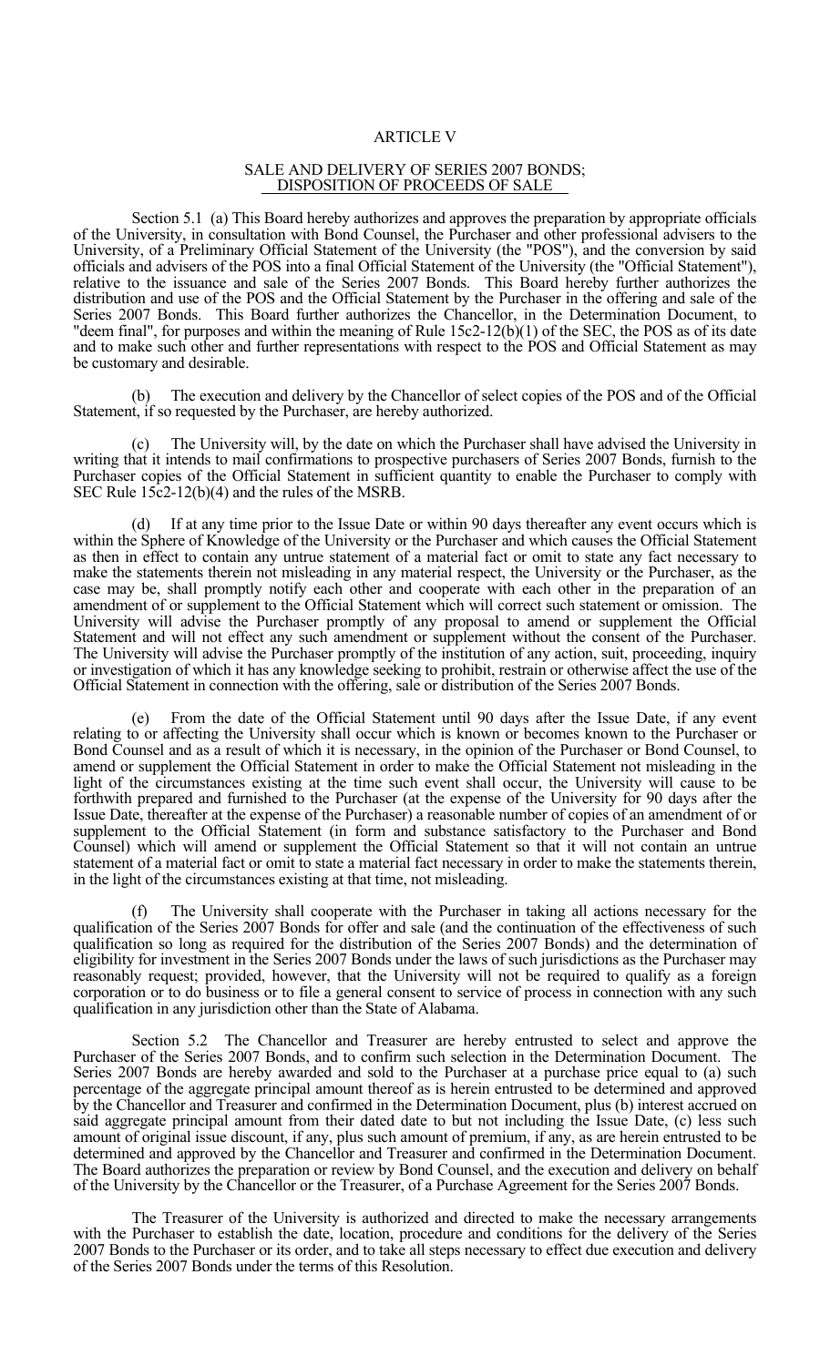# ARTICLE V

## SALE AND DELIVERY OF SERIES 2007 BONDS; DISPOSITION OF PROCEEDS OF SALE

Section 5.1 (a) This Board hereby authorizes and approves the preparation by appropriate officials of the University, in consultation with Bond Counsel, the Purchaser and other professional advisers to the University, of a Preliminary Official Statement of the University (the "POS"), and the conversion by said officials and advisers of the POS into a final Official Statement of the University (the "Official Statement"), relative to the issuance and sale of the Series 2007 Bonds. This Board hereby further authorizes the distribution and use of the POS and the Official Statement by the Purchaser in the offering and sale of the Series 2007 Bonds. This Board further authorizes the Chancellor, in the Determination Document, to "deem final", for purposes and within the meaning of Rule 15c2-12(b)(1) of the SEC, the POS as of its date and to make such other and further representations with respect to the POS and Official Statement as may be customary and desirable.

(b) The execution and delivery by the Chancellor of select copies of the POS and of the Official Statement, if so requested by the Purchaser, are hereby authorized.

(c) The University will, by the date on which the Purchaser shall have advised the University in writing that it intends to mail confirmations to prospective purchasers of Series 2007 Bonds, furnish to the Purchaser copies of the Official Statement in sufficient quantity to enable the Purchaser to comply with SEC Rule 15c2-12(b)(4) and the rules of the MSRB.

(d) If at any time prior to the Issue Date or within 90 days thereafter any event occurs which is within the Sphere of Knowledge of the University or the Purchaser and which causes the Official Statement as then in effect to contain any untrue statement of a material fact or omit to state any fact necessary to make the statements therein not misleading in any material respect, the University or the Purchaser, as the case may be, shall promptly notify each other and cooperate with each other in the preparation of an amendment of or supplement to the Official Statement which will correct such statement or omission. The University will advise the Purchaser promptly of any proposal to amend or supplement the Official Statement and will not effect any such amendment or supplement without the consent of the Purchaser. The University will advise the Purchaser promptly of the institution of any action, suit, proceeding, inquiry or investigation of which it has any knowledge seeking to prohibit, restrain or otherwise affect the use of the Official Statement in connection with the offering, sale or distribution of the Series 2007 Bonds.

(e) From the date of the Official Statement until 90 days after the Issue Date, if any event relating to or affecting the University shall occur which is known or becomes known to the Purchaser or Bond Counsel and as a result of which it is necessary, in the opinion of the Purchaser or Bond Counsel, to amend or supplement the Official Statement in order to make the Official Statement not misleading in the light of the circumstances existing at the time such event shall occur, the University will cause to be forthwith prepared and furnished to the Purchaser (at the expense of the University for 90 days after the Issue Date, thereafter at the expense of the Purchaser) a reasonable number of copies of an amendment of or supplement to the Official Statement (in form and substance satisfactory to the Purchaser and Bond Counsel) which will amend or supplement the Official Statement so that it will not contain an untrue statement of a material fact or omit to state a material fact necessary in order to make the statements therein, in the light of the circumstances existing at that time, not misleading.

(f) The University shall cooperate with the Purchaser in taking all actions necessary for the qualification of the Series 2007 Bonds for offer and sale (and the continuation of the effectiveness of such qualification so long as required for the distribution of the Series 2007 Bonds) and the determination of eligibility for investment in the Series 2007 Bonds under the laws of such jurisdictions as the Purchaser may reasonably request; provided, however, that the University will not be required to qualify as a foreign corporation or to do business or to file a general consent to service of process in connection with any such qualification in any jurisdiction other than the State of Alabama.

Section 5.2 The Chancellor and Treasurer are hereby entrusted to select and approve the Purchaser of the Series 2007 Bonds, and to confirm such selection in the Determination Document. The Series 2007 Bonds are hereby awarded and sold to the Purchaser at a purchase price equal to (a) such percentage of the aggregate principal amount thereof as is herein entrusted to be determined and approved by the Chancellor and Treasurer and confirmed in the Determination Document, plus (b) interest accrued on said aggregate principal amount from their dated date to but not including the Issue Date, (c) less such amount of original issue discount, if any, plus such amount of premium, if any, as are herein entrusted to be determined and approved by the Chancellor and Treasurer and confirmed in the Determination Document. The Board authorizes the preparation or review by Bond Counsel, and the execution and delivery on behalf of the University by the Chancellor or the Treasurer, of a Purchase Agreement for the Series 2007 Bonds.

The Treasurer of the University is authorized and directed to make the necessary arrangements with the Purchaser to establish the date, location, procedure and conditions for the delivery of the Series 2007 Bonds to the Purchaser or its order, and to take all steps necessary to effect due execution and delivery of the Series 2007 Bonds under the terms of this Resolution.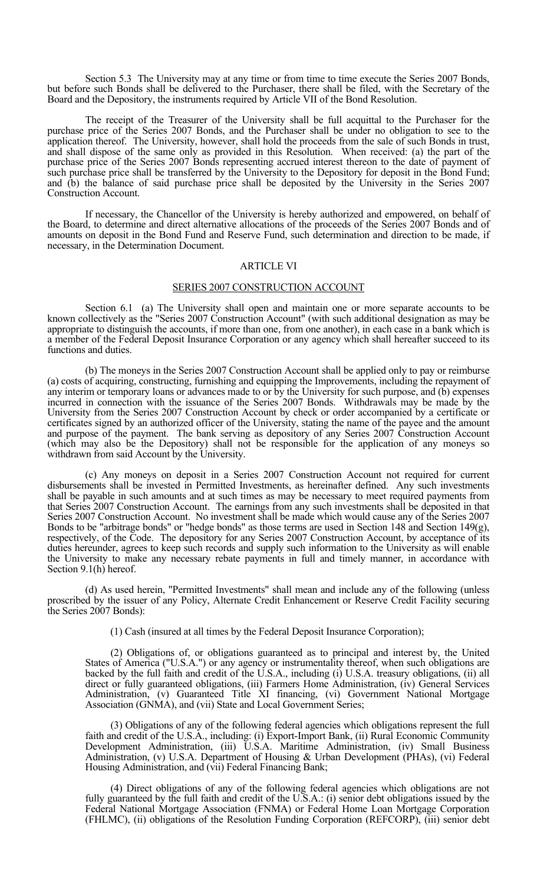Section 5.3 The University may at any time or from time to time execute the Series 2007 Bonds, but before such Bonds shall be delivered to the Purchaser, there shall be filed, with the Secretary of the Board and the Depository, the instruments required by Article VII of the Bond Resolution.

The receipt of the Treasurer of the University shall be full acquittal to the Purchaser for the purchase price of the Series 2007 Bonds, and the Purchaser shall be under no obligation to see to the application thereof. The University, however, shall hold the proceeds from the sale of such Bonds in trust, and shall dispose of the same only as provided in this Resolution. When received: (a) the part of the purchase price of the Series 2007 Bonds representing accrued interest thereon to the date of payment of such purchase price shall be transferred by the University to the Depository for deposit in the Bond Fund; and (b) the balance of said purchase price shall be deposited by the University in the Series 2007 Construction Account.

If necessary, the Chancellor of the University is hereby authorized and empowered, on behalf of the Board, to determine and direct alternative allocations of the proceeds of the Series 2007 Bonds and of amounts on deposit in the Bond Fund and Reserve Fund, such determination and direction to be made, if necessary, in the Determination Document.

## ARTICLE VI

## SERIES 2007 CONSTRUCTION ACCOUNT

Section 6.1 (a) The University shall open and maintain one or more separate accounts to be known collectively as the "Series 2007 Construction Account" (with such additional designation as may be appropriate to distinguish the accounts, if more than one, from one another), in each case in a bank which is a member of the Federal Deposit Insurance Corporation or any agency which shall hereafter succeed to its functions and duties.

(b) The moneys in the Series 2007 Construction Account shall be applied only to pay or reimburse (a) costs of acquiring, constructing, furnishing and equipping the Improvements, including the repayment of any interim or temporary loans or advances made to or by the University for such purpose, and (b) expenses incurred in connection with the issuance of the Series 2007 Bonds. Withdrawals may be made by the University from the Series 2007 Construction Account by check or order accompanied by a certificate or certificates signed by an authorized officer of the University, stating the name of the payee and the amount and purpose of the payment. The bank serving as depository of any Series 2007 Construction Account (which may also be the Depository) shall not be responsible for the application of any moneys so withdrawn from said Account by the University.

(c) Any moneys on deposit in a Series 2007 Construction Account not required for current disbursements shall be invested in Permitted Investments, as hereinafter defined. Any such investments shall be payable in such amounts and at such times as may be necessary to meet required payments from that Series 2007 Construction Account. The earnings from any such investments shall be deposited in that Series 2007 Construction Account. No investment shall be made which would cause any of the Series 2007 Bonds to be "arbitrage bonds" or "hedge bonds" as those terms are used in Section 148 and Section 149(g), respectively, of the Code. The depository for any Series 2007 Construction Account, by acceptance of its duties hereunder, agrees to keep such records and supply such information to the University as will enable the University to make any necessary rebate payments in full and timely manner, in accordance with Section 9.1(h) hereof.

(d) As used herein, "Permitted Investments" shall mean and include any of the following (unless proscribed by the issuer of any Policy, Alternate Credit Enhancement or Reserve Credit Facility securing the Series 2007 Bonds):

(1) Cash (insured at all times by the Federal Deposit Insurance Corporation);

(2) Obligations of, or obligations guaranteed as to principal and interest by, the United States of America ("U.S.A.") or any agency or instrumentality thereof, when such obligations are backed by the full faith and credit of the U.S.A., including (i) U.S.A. treasury obligations, (ii) all direct or fully guaranteed obligations, (iii) Farmers Home Administration, (iv) General Services Administration, (v) Guaranteed Title XI financing, (vi) Government National Mortgage Association (GNMA), and (vii) State and Local Government Series;

(3) Obligations of any of the following federal agencies which obligations represent the full faith and credit of the U.S.A., including: (i) Export-Import Bank, (ii) Rural Economic Community Development Administration, (iii) U.S.A. Maritime Administration, (iv) Small Business Administration, (v) U.S.A. Department of Housing & Urban Development (PHAs), (vi) Federal Housing Administration, and (vii) Federal Financing Bank;

(4) Direct obligations of any of the following federal agencies which obligations are not fully guaranteed by the full faith and credit of the U.S.A.: (i) senior debt obligations issued by the Federal National Mortgage Association (FNMA) or Federal Home Loan Mortgage Corporation (FHLMC), (ii) obligations of the Resolution Funding Corporation (REFCORP), (iii) senior debt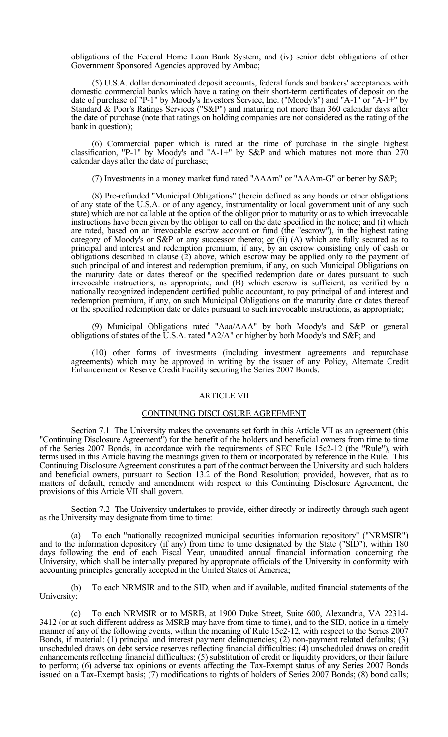obligations of the Federal Home Loan Bank System, and (iv) senior debt obligations of other Government Sponsored Agencies approved by Ambac;

(5) U.S.A. dollar denominated deposit accounts, federal funds and bankers' acceptances with domestic commercial banks which have a rating on their short-term certificates of deposit on the date of purchase of "P-1" by Moody's Investors Service, Inc. ("Moody's") and "A-1" or "A-1+" by Standard & Poor's Ratings Services ("S&P") and maturing not more than 360 calendar days after the date of purchase (note that ratings on holding companies are not considered as the rating of the bank in question);

(6) Commercial paper which is rated at the time of purchase in the single highest classification, "P-1" by Moody's and "A-1+" by S&P and which matures not more than 270 calendar days after the date of purchase;

(7) Investments in a money market fund rated "AAAm" or "AAAm-G" or better by S&P;

(8) Pre-refunded "Municipal Obligations" (herein defined as any bonds or other obligations of any state of the U.S.A. or of any agency, instrumentality or local government unit of any such state) which are not callable at the option of the obligor prior to maturity or as to which irrevocable instructions have been given by the obligor to call on the date specified in the notice; and (i) which are rated, based on an irrevocable escrow account or fund (the "escrow"), in the highest rating category of Moody's or S&P or any successor thereto; or (ii) (A) which are fully secured as to principal and interest and redemption premium, if any, by an escrow consisting only of cash or obligations described in clause (2) above, which escrow may be applied only to the payment of such principal of and interest and redemption premium, if any, on such Municipal Obligations on the maturity date or dates thereof or the specified redemption date or dates pursuant to such irrevocable instructions, as appropriate, and (B) which escrow is sufficient, as verified by a nationally recognized independent certified public accountant, to pay principal of and interest and redemption premium, if any, on such Municipal Obligations on the maturity date or dates thereof or the specified redemption date or dates pursuant to such irrevocable instructions, as appropriate;

(9) Municipal Obligations rated "Aaa/AAA" by both Moody's and S&P or general obligations of states of the U.S.A. rated "A2/A" or higher by both Moody's and S&P; and

(10) other forms of investments (including investment agreements and repurchase agreements) which may be approved in writing by the issuer of any Policy, Alternate Credit Enhancement or Reserve Credit Facility securing the Series 2007 Bonds.

## ARTICLE VII

## CONTINUING DISCLOSURE AGREEMENT

Section 7.1 The University makes the covenants set forth in this Article VII as an agreement (this "Continuing Disclosure Agreement") for the benefit of the holders and beneficial owners from time to time of the Series 2007 Bonds, in accordance with the requirements of SEC Rule 15c2-12 (the "Rule"), with terms used in this Article having the meanings given to them or incorporated by reference in the Rule. This Continuing Disclosure Agreement constitutes a part of the contract between the University and such holders and beneficial owners, pursuant to Section 13.2 of the Bond Resolution; provided, however, that as to matters of default, remedy and amendment with respect to this Continuing Disclosure Agreement, the provisions of this Article VII shall govern.

Section 7.2 The University undertakes to provide, either directly or indirectly through such agent as the University may designate from time to time:

(a) To each "nationally recognized municipal securities information repository" ("NRMSIR") and to the information depository (if any) from time to time designated by the State ("SID"), within 180 days following the end of each Fiscal Year, unaudited annual financial information concerning the University, which shall be internally prepared by appropriate officials of the University in conformity with accounting principles generally accepted in the United States of America;

(b) To each NRMSIR and to the SID, when and if available, audited financial statements of the University;

(c) To each NRMSIR or to MSRB, at 1900 Duke Street, Suite 600, Alexandria, VA 22314-3412 (or at such different address as MSRB may have from time to time), and to the SID, notice in a timely manner of any of the following events, within the meaning of Rule 15c2-12, with respect to the Series 2007 Bonds, if material: (1) principal and interest payment delinquencies; (2) non-payment related defaults; (3) unscheduled draws on debt service reserves reflecting financial difficulties; (4) unscheduled draws on credit enhancements reflecting financial difficulties; (5) substitution of credit or liquidity providers, or their failure to perform; (6) adverse tax opinions or events affecting the Tax-Exempt status of any Series 2007 Bonds issued on a Tax-Exempt basis; (7) modifications to rights of holders of Series 2007 Bonds; (8) bond calls;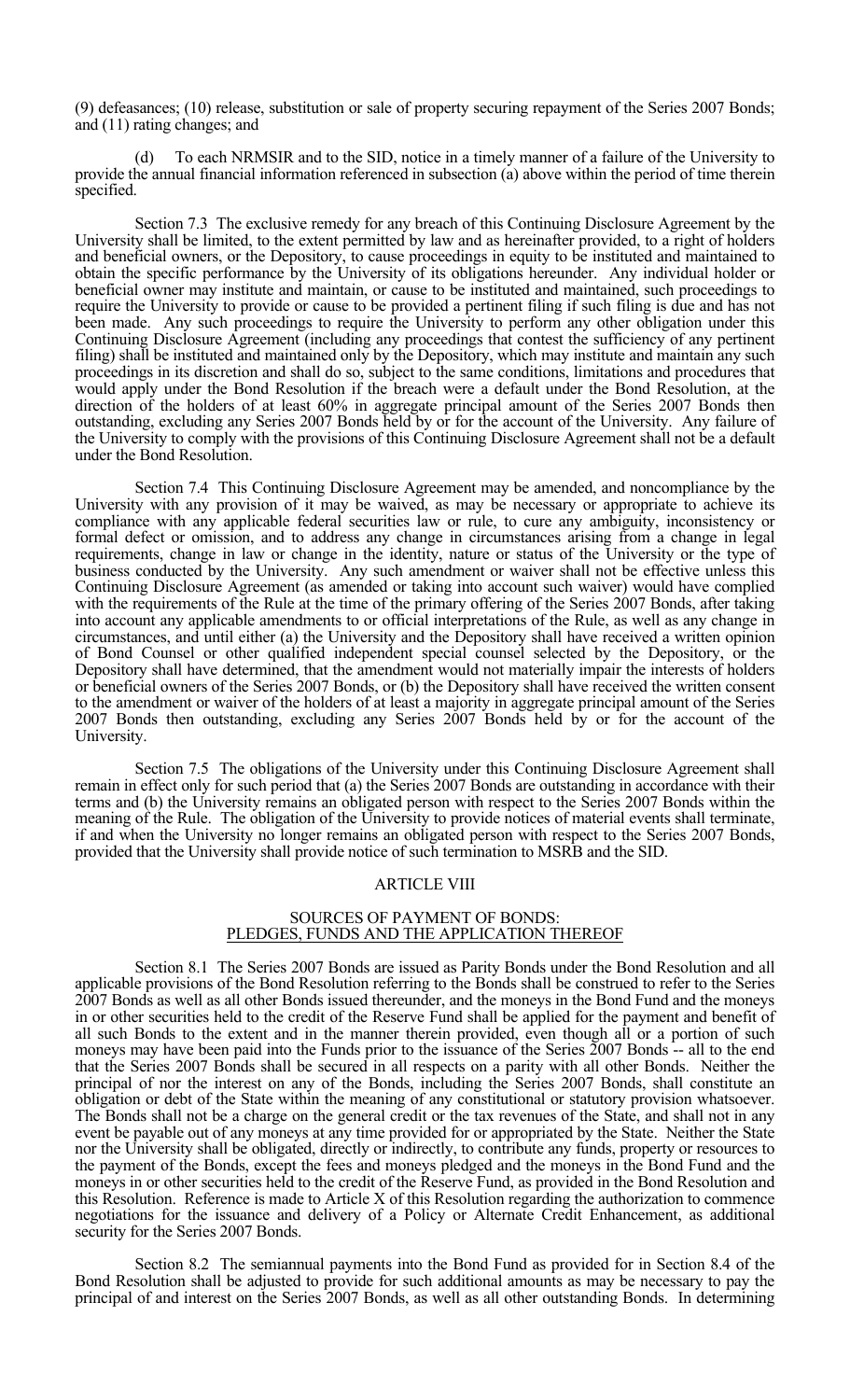(9) defeasances; (10) release, substitution or sale of property securing repayment of the Series 2007 Bonds; and (11) rating changes; and

(d) To each NRMSIR and to the SID, notice in a timely manner of a failure of the University to provide the annual financial information referenced in subsection (a) above within the period of time therein specified.

Section 7.3 The exclusive remedy for any breach of this Continuing Disclosure Agreement by the University shall be limited, to the extent permitted by law and as hereinafter provided, to a right of holders and beneficial owners, or the Depository, to cause proceedings in equity to be instituted and maintained to obtain the specific performance by the University of its obligations hereunder. Any individual holder or beneficial owner may institute and maintain, or cause to be instituted and maintained, such proceedings to require the University to provide or cause to be provided a pertinent filing if such filing is due and has not been made. Any such proceedings to require the University to perform any other obligation under this Continuing Disclosure Agreement (including any proceedings that contest the sufficiency of any pertinent filing) shall be instituted and maintained only by the Depository, which may institute and maintain any such proceedings in its discretion and shall do so, subject to the same conditions, limitations and procedures that would apply under the Bond Resolution if the breach were a default under the Bond Resolution, at the direction of the holders of at least 60% in aggregate principal amount of the Series 2007 Bonds then outstanding, excluding any Series 2007 Bonds held by or for the account of the University. Any failure of the University to comply with the provisions of this Continuing Disclosure Agreement shall not be a default under the Bond Resolution.

Section 7.4 This Continuing Disclosure Agreement may be amended, and noncompliance by the University with any provision of it may be waived, as may be necessary or appropriate to achieve its compliance with any applicable federal securities law or rule, to cure any ambiguity, inconsistency or formal defect or omission, and to address any change in circumstances arising from a change in legal requirements, change in law or change in the identity, nature or status of the University or the type of business conducted by the University. Any such amendment or waiver shall not be effective unless this Continuing Disclosure Agreement (as amended or taking into account such waiver) would have complied with the requirements of the Rule at the time of the primary offering of the Series 2007 Bonds, after taking into account any applicable amendments to or official interpretations of the Rule, as well as any change in circumstances, and until either (a) the University and the Depository shall have received a written opinion of Bond Counsel or other qualified independent special counsel selected by the Depository, or the Depository shall have determined, that the amendment would not materially impair the interests of holders or beneficial owners of the Series 2007 Bonds, or (b) the Depository shall have received the written consent to the amendment or waiver of the holders of at least a majority in aggregate principal amount of the Series 2007 Bonds then outstanding, excluding any Series 2007 Bonds held by or for the account of the University.

Section 7.5 The obligations of the University under this Continuing Disclosure Agreement shall remain in effect only for such period that (a) the Series 2007 Bonds are outstanding in accordance with their terms and (b) the University remains an obligated person with respect to the Series 2007 Bonds within the meaning of the Rule. The obligation of the University to provide notices of material events shall terminate, if and when the University no longer remains an obligated person with respect to the Series 2007 Bonds, provided that the University shall provide notice of such termination to MSRB and the SID.

## ARTICLE VIII

### SOURCES OF PAYMENT OF BONDS: PLEDGES, FUNDS AND THE APPLICATION THEREOF

Section 8.1 The Series 2007 Bonds are issued as Parity Bonds under the Bond Resolution and all applicable provisions of the Bond Resolution referring to the Bonds shall be construed to refer to the Series 2007 Bonds as well as all other Bonds issued thereunder, and the moneys in the Bond Fund and the moneys in or other securities held to the credit of the Reserve Fund shall be applied for the payment and benefit of all such Bonds to the extent and in the manner therein provided, even though all or a portion of such moneys may have been paid into the Funds prior to the issuance of the Series 2007 Bonds -- all to the end that the Series 2007 Bonds shall be secured in all respects on a parity with all other Bonds. Neither the principal of nor the interest on any of the Bonds, including the Series 2007 Bonds, shall constitute an obligation or debt of the State within the meaning of any constitutional or statutory provision whatsoever. The Bonds shall not be a charge on the general credit or the tax revenues of the State, and shall not in any event be payable out of any moneys at any time provided for or appropriated by the State. Neither the State nor the University shall be obligated, directly or indirectly, to contribute any funds, property or resources to the payment of the Bonds, except the fees and moneys pledged and the moneys in the Bond Fund and the moneys in or other securities held to the credit of the Reserve Fund, as provided in the Bond Resolution and this Resolution. Reference is made to Article X of this Resolution regarding the authorization to commence negotiations for the issuance and delivery of a Policy or Alternate Credit Enhancement, as additional security for the Series 2007 Bonds.

Section 8.2 The semiannual payments into the Bond Fund as provided for in Section 8.4 of the Bond Resolution shall be adjusted to provide for such additional amounts as may be necessary to pay the principal of and interest on the Series 2007 Bonds, as well as all other outstanding Bonds. In determining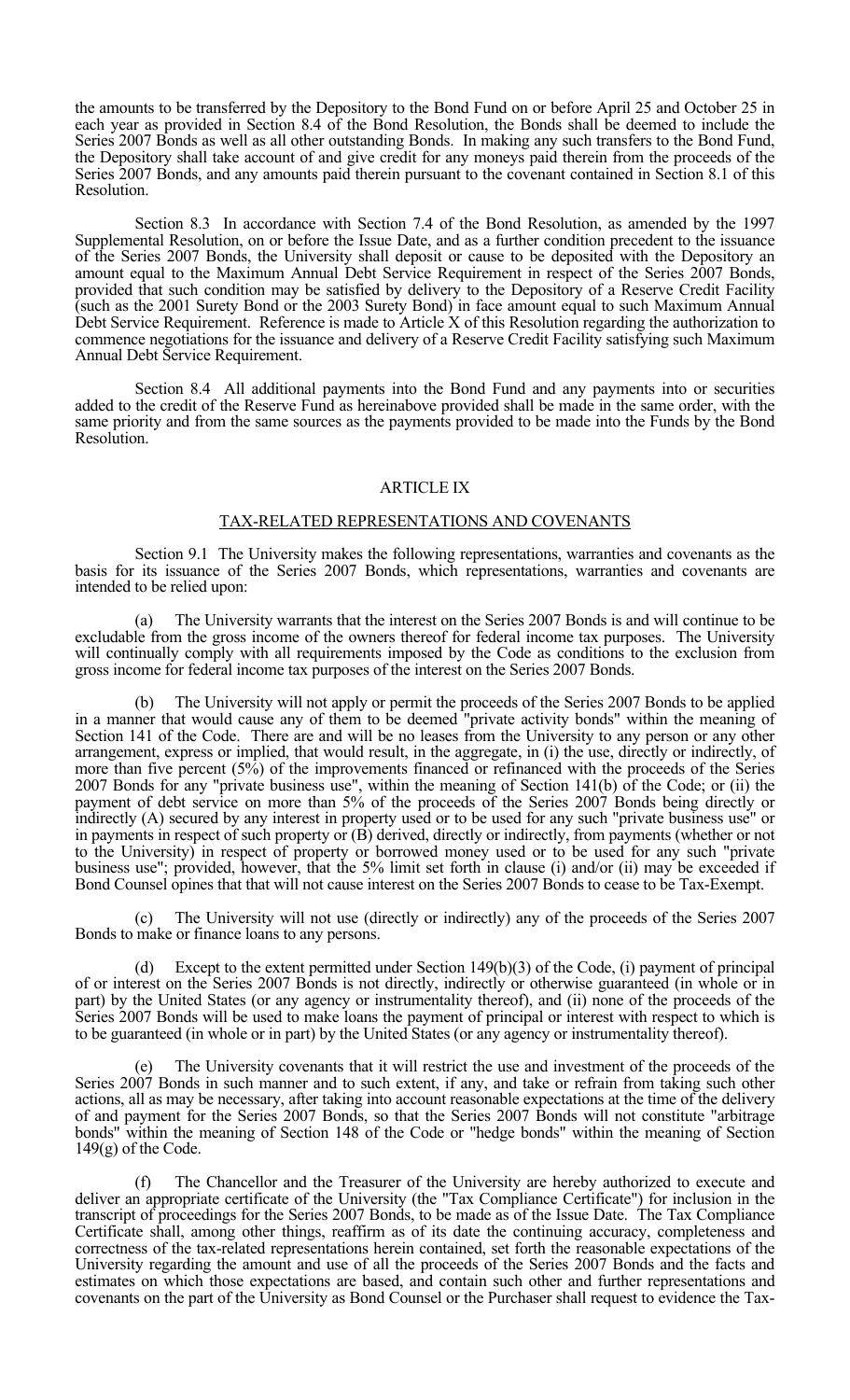the amounts to be transferred by the Depository to the Bond Fund on or before April 25 and October 25 in each year as provided in Section 8.4 of the Bond Resolution, the Bonds shall be deemed to include the Series 2007 Bonds as well as all other outstanding Bonds. In making any such transfers to the Bond Fund, the Depository shall take account of and give credit for any moneys paid therein from the proceeds of the Series 2007 Bonds, and any amounts paid therein pursuant to the covenant contained in Section 8.1 of this Resolution.

Section 8.3 In accordance with Section 7.4 of the Bond Resolution, as amended by the 1997 Supplemental Resolution, on or before the Issue Date, and as a further condition precedent to the issuance of the Series 2007 Bonds, the University shall deposit or cause to be deposited with the Depository an amount equal to the Maximum Annual Debt Service Requirement in respect of the Series 2007 Bonds, provided that such condition may be satisfied by delivery to the Depository of a Reserve Credit Facility (such as the 2001 Surety Bond or the 2003 Surety Bond) in face amount equal to such Maximum Annual Debt Service Requirement. Reference is made to Article X of this Resolution regarding the authorization to commence negotiations for the issuance and delivery of a Reserve Credit Facility satisfying such Maximum Annual Debt Service Requirement.

Section 8.4 All additional payments into the Bond Fund and any payments into or securities added to the credit of the Reserve Fund as hereinabove provided shall be made in the same order, with the same priority and from the same sources as the payments provided to be made into the Funds by the Bond Resolution.

## ARTICLE IX

## TAX-RELATED REPRESENTATIONS AND COVENANTS

Section 9.1 The University makes the following representations, warranties and covenants as the basis for its issuance of the Series 2007 Bonds, which representations, warranties and covenants are intended to be relied upon:

(a) The University warrants that the interest on the Series 2007 Bonds is and will continue to be excludable from the gross income of the owners thereof for federal income tax purposes. The University will continually comply with all requirements imposed by the Code as conditions to the exclusion from gross income for federal income tax purposes of the interest on the Series 2007 Bonds.

(b) The University will not apply or permit the proceeds of the Series 2007 Bonds to be applied in a manner that would cause any of them to be deemed "private activity bonds" within the meaning of Section 141 of the Code. There are and will be no leases from the University to any person or any other arrangement, express or implied, that would result, in the aggregate, in (i) the use, directly or indirectly, of more than five percent (5%) of the improvements financed or refinanced with the proceeds of the Series 2007 Bonds for any "private business use", within the meaning of Section 141(b) of the Code; or (ii) the payment of debt service on more than 5% of the proceeds of the Series 2007 Bonds being directly or indirectly (A) secured by any interest in property used or to be used for any such "private business use" or in payments in respect of such property or (B) derived, directly or indirectly, from payments (whether or not to the University) in respect of property or borrowed money used or to be used for any such "private business use"; provided, however, that the 5% limit set forth in clause (i) and/or (ii) may be exceeded if Bond Counsel opines that that will not cause interest on the Series 2007 Bonds to cease to be Tax-Exempt.

(c) The University will not use (directly or indirectly) any of the proceeds of the Series 2007 Bonds to make or finance loans to any persons.

(d) Except to the extent permitted under Section 149(b)(3) of the Code, (i) payment of principal of or interest on the Series 2007 Bonds is not directly, indirectly or otherwise guaranteed (in whole or in part) by the United States (or any agency or instrumentality thereof), and (ii) none of the proceeds of the Series 2007 Bonds will be used to make loans the payment of principal or interest with respect to which is to be guaranteed (in whole or in part) by the United States (or any agency or instrumentality thereof).

(e) The University covenants that it will restrict the use and investment of the proceeds of the Series 2007 Bonds in such manner and to such extent, if any, and take or refrain from taking such other actions, all as may be necessary, after taking into account reasonable expectations at the time of the delivery of and payment for the Series 2007 Bonds, so that the Series 2007 Bonds will not constitute "arbitrage bonds" within the meaning of Section 148 of the Code or "hedge bonds" within the meaning of Section 149(g) of the Code.

(f) The Chancellor and the Treasurer of the University are hereby authorized to execute and deliver an appropriate certificate of the University (the "Tax Compliance Certificate") for inclusion in the transcript of proceedings for the Series 2007 Bonds, to be made as of the Issue Date. The Tax Compliance Certificate shall, among other things, reaffirm as of its date the continuing accuracy, completeness and correctness of the tax-related representations herein contained, set forth the reasonable expectations of the University regarding the amount and use of all the proceeds of the Series 2007 Bonds and the facts and estimates on which those expectations are based, and contain such other and further representations and covenants on the part of the University as Bond Counsel or the Purchaser shall request to evidence the Tax-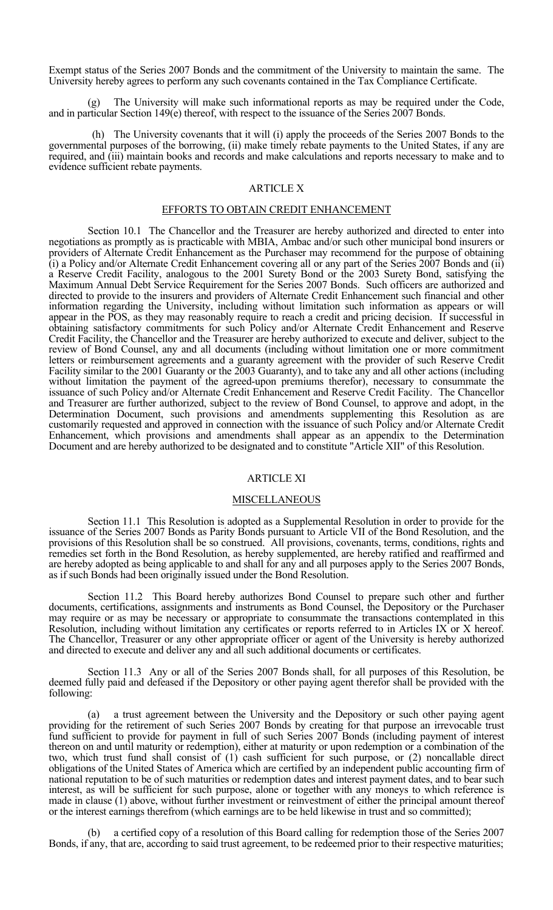Exempt status of the Series 2007 Bonds and the commitment of the University to maintain the same. The University hereby agrees to perform any such covenants contained in the Tax Compliance Certificate.

(g) The University will make such informational reports as may be required under the Code, and in particular Section 149(e) thereof, with respect to the issuance of the Series 2007 Bonds.

(h) The University covenants that it will (i) apply the proceeds of the Series 2007 Bonds to the governmental purposes of the borrowing, (ii) make timely rebate payments to the United States, if any are required, and (iii) maintain books and records and make calculations and reports necessary to make and to evidence sufficient rebate payments.

## ARTICLE X

## EFFORTS TO OBTAIN CREDIT ENHANCEMENT

Section 10.1 The Chancellor and the Treasurer are hereby authorized and directed to enter into negotiations as promptly as is practicable with MBIA, Ambac and/or such other municipal bond insurers or providers of Alternate Credit Enhancement as the Purchaser may recommend for the purpose of obtaining (i) a Policy and/or Alternate Credit Enhancement covering all or any part of the Series 2007 Bonds and (ii) a Reserve Credit Facility, analogous to the 2001 Surety Bond or the 2003 Surety Bond, satisfying the Maximum Annual Debt Service Requirement for the Series 2007 Bonds. Such officers are authorized and directed to provide to the insurers and providers of Alternate Credit Enhancement such financial and other information regarding the University, including without limitation such information as appears or will appear in the POS, as they may reasonably require to reach a credit and pricing decision. If successful in obtaining satisfactory commitments for such Policy and/or Alternate Credit Enhancement and Reserve Credit Facility, the Chancellor and the Treasurer are hereby authorized to execute and deliver, subject to the review of Bond Counsel, any and all documents (including without limitation one or more commitment letters or reimbursement agreements and a guaranty agreement with the provider of such Reserve Credit Facility similar to the 2001 Guaranty or the 2003 Guaranty), and to take any and all other actions (including without limitation the payment of the agreed-upon premiums therefor), necessary to consummate the issuance of such Policy and/or Alternate Credit Enhancement and Reserve Credit Facility. The Chancellor and Treasurer are further authorized, subject to the review of Bond Counsel, to approve and adopt, in the Determination Document, such provisions and amendments supplementing this Resolution as are customarily requested and approved in connection with the issuance of such Policy and/or Alternate Credit Enhancement, which provisions and amendments shall appear as an appendix to the Determination Document and are hereby authorized to be designated and to constitute "Article XII" of this Resolution.

## ARTICLE XI

## MISCELLANEOUS

Section 11.1 This Resolution is adopted as a Supplemental Resolution in order to provide for the issuance of the Series 2007 Bonds as Parity Bonds pursuant to Article VII of the Bond Resolution, and the provisions of this Resolution shall be so construed. All provisions, covenants, terms, conditions, rights and remedies set forth in the Bond Resolution, as hereby supplemented, are hereby ratified and reaffirmed and are hereby adopted as being applicable to and shall for any and all purposes apply to the Series 2007 Bonds, as if such Bonds had been originally issued under the Bond Resolution.

Section 11.2 This Board hereby authorizes Bond Counsel to prepare such other and further documents, certifications, assignments and instruments as Bond Counsel, the Depository or the Purchaser may require or as may be necessary or appropriate to consummate the transactions contemplated in this Resolution, including without limitation any certificates or reports referred to in Articles IX or X hereof. The Chancellor, Treasurer or any other appropriate officer or agent of the University is hereby authorized and directed to execute and deliver any and all such additional documents or certificates.

Section 11.3 Any or all of the Series 2007 Bonds shall, for all purposes of this Resolution, be deemed fully paid and defeased if the Depository or other paying agent therefor shall be provided with the following:

(a) a trust agreement between the University and the Depository or such other paying agent providing for the retirement of such Series 2007 Bonds by creating for that purpose an irrevocable trust fund sufficient to provide for payment in full of such Series 2007 Bonds (including payment of interest thereon on and until maturity or redemption), either at maturity or upon redemption or a combination of the two, which trust fund shall consist of (1) cash sufficient for such purpose, or (2) noncallable direct obligations of the United States of America which are certified by an independent public accounting firm of national reputation to be of such maturities or redemption dates and interest payment dates, and to bear such interest, as will be sufficient for such purpose, alone or together with any moneys to which reference is made in clause (1) above, without further investment or reinvestment of either the principal amount thereof or the interest earnings therefrom (which earnings are to be held likewise in trust and so committed);

(b) a certified copy of a resolution of this Board calling for redemption those of the Series 2007 Bonds, if any, that are, according to said trust agreement, to be redeemed prior to their respective maturities;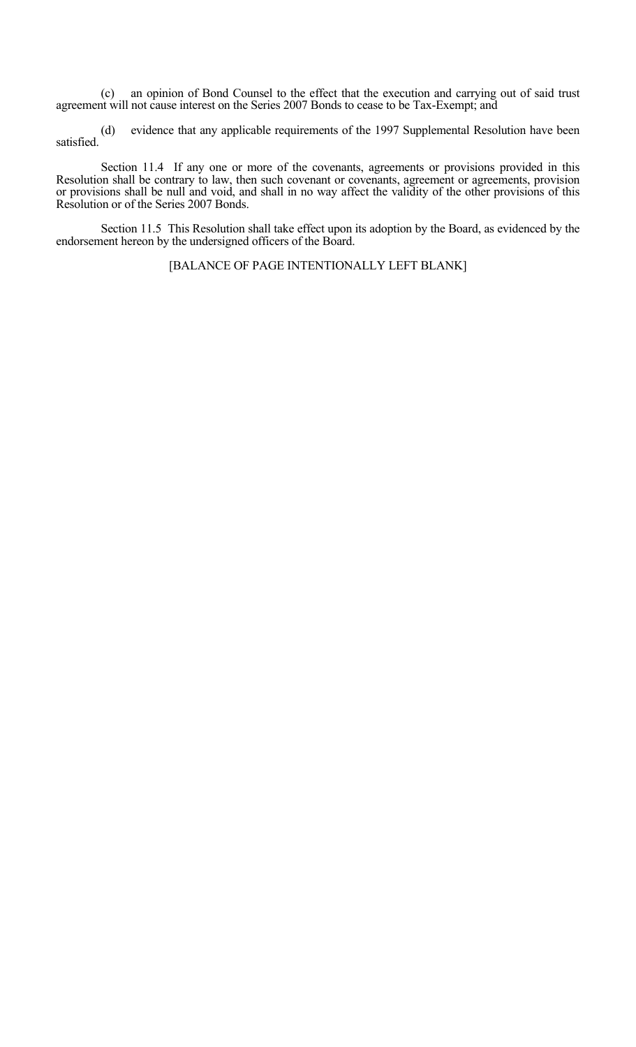(c) an opinion of Bond Counsel to the effect that the execution and carrying out of said trust agreement will not cause interest on the Series 2007 Bonds to cease to be Tax-Exempt; and

(d) evidence that any applicable requirements of the 1997 Supplemental Resolution have been satisfied.

Section 11.4 If any one or more of the covenants, agreements or provisions provided in this Resolution shall be contrary to law, then such covenant or covenants, agreement or agreements, provision or provisions shall be null and void, and shall in no way affect the validity of the other provisions of this Resolution or of the Series 2007 Bonds.

Section 11.5 This Resolution shall take effect upon its adoption by the Board, as evidenced by the endorsement hereon by the undersigned officers of the Board.

[BALANCE OF PAGE INTENTIONALLY LEFT BLANK]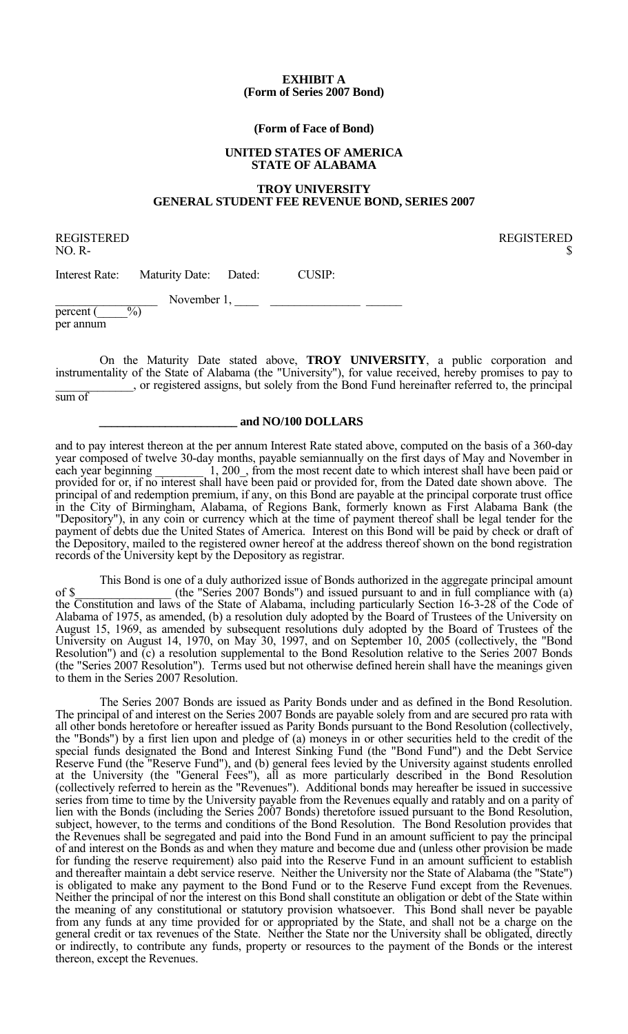**EXHIBIT A**
**(Form of Series 2007 Bond)**

**(Form of Face of Bond)**

**UNITED STATES OF AMERICA**
**STATE OF ALABAMA**

**TROY UNIVERSITY**
**GENERAL STUDENT FEE REVENUE BOND, SERIES 2007**

REGISTERED NO. R- REGISTERED $

| Interest Rate: | Maturity Date: | Dated: | CUSIP: |
|---|---|---|---|
| ________ percent (____%) per annum | November 1, ____ | ______________ | ______ |

On the Maturity Date stated above, **TROY UNIVERSITY**, a public corporation and instrumentality of the State of Alabama (the "University"), for value received, hereby promises to pay to ____________, or registered assigns, but solely from the Bond Fund hereinafter referred to, the principal sum of

**______________________ and NO/100 DOLLARS**

and to pay interest thereon at the per annum Interest Rate stated above, computed on the basis of a 360-day year composed of twelve 30-day months, payable semiannually on the first days of May and November in each year beginning ________ 1, 200_, from the most recent date to which interest shall have been paid or provided for or, if no interest shall have been paid or provided for, from the Dated date shown above. The principal of and redemption premium, if any, on this Bond are payable at the principal corporate trust office in the City of Birmingham, Alabama, of Regions Bank, formerly known as First Alabama Bank (the "Depository"), in any coin or currency which at the time of payment thereof shall be legal tender for the payment of debts due the United States of America. Interest on this Bond will be paid by check or draft of the Depository, mailed to the registered owner hereof at the address thereof shown on the bond registration records of the University kept by the Depository as registrar.

This Bond is one of a duly authorized issue of Bonds authorized in the aggregate principal amount of $______________ (the "Series 2007 Bonds") and issued pursuant to and in full compliance with (a) the Constitution and laws of the State of Alabama, including particularly Section 16-3-28 of the Code of Alabama of 1975, as amended, (b) a resolution duly adopted by the Board of Trustees of the University on August 15, 1969, as amended by subsequent resolutions duly adopted by the Board of Trustees of the University on August 14, 1970, on May 30, 1997, and on September 10, 2005 (collectively, the "Bond Resolution") and (c) a resolution supplemental to the Bond Resolution relative to the Series 2007 Bonds (the "Series 2007 Resolution"). Terms used but not otherwise defined herein shall have the meanings given to them in the Series 2007 Resolution.

The Series 2007 Bonds are issued as Parity Bonds under and as defined in the Bond Resolution. The principal of and interest on the Series 2007 Bonds are payable solely from and are secured pro rata with all other bonds heretofore or hereafter issued as Parity Bonds pursuant to the Bond Resolution (collectively, the "Bonds") by a first lien upon and pledge of (a) moneys in or other securities held to the credit of the special funds designated the Bond and Interest Sinking Fund (the "Bond Fund") and the Debt Service Reserve Fund (the "Reserve Fund"), and (b) general fees levied by the University against students enrolled at the University (the "General Fees"), all as more particularly described in the Bond Resolution (collectively referred to herein as the "Revenues"). Additional bonds may hereafter be issued in successive series from time to time by the University payable from the Revenues equally and ratably and on a parity of lien with the Bonds (including the Series 2007 Bonds) theretofore issued pursuant to the Bond Resolution, subject, however, to the terms and conditions of the Bond Resolution. The Bond Resolution provides that the Revenues shall be segregated and paid into the Bond Fund in an amount sufficient to pay the principal of and interest on the Bonds as and when they mature and become due and (unless other provision be made for funding the reserve requirement) also paid into the Reserve Fund in an amount sufficient to establish and thereafter maintain a debt service reserve. Neither the University nor the State of Alabama (the "State") is obligated to make any payment to the Bond Fund or to the Reserve Fund except from the Revenues. Neither the principal of nor the interest on this Bond shall constitute an obligation or debt of the State within the meaning of any constitutional or statutory provision whatsoever. This Bond shall never be payable from any funds at any time provided for or appropriated by the State, and shall not be a charge on the general credit or tax revenues of the State. Neither the State nor the University shall be obligated, directly or indirectly, to contribute any funds, property or resources to the payment of the Bonds or the interest thereon, except the Revenues.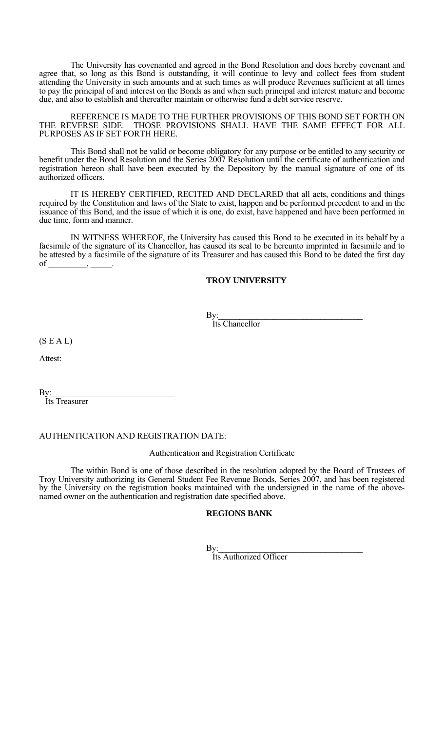The University has covenanted and agreed in the Bond Resolution and does hereby covenant and agree that, so long as this Bond is outstanding, it will continue to levy and collect fees from student attending the University in such amounts and at such times as will produce Revenues sufficient at all times to pay the principal of and interest on the Bonds as and when such principal and interest mature and become due, and also to establish and thereafter maintain or otherwise fund a debt service reserve.

REFERENCE IS MADE TO THE FURTHER PROVISIONS OF THIS BOND SET FORTH ON THE REVERSE SIDE. THOSE PROVISIONS SHALL HAVE THE SAME EFFECT FOR ALL PURPOSES AS IF SET FORTH HERE.

This Bond shall not be valid or become obligatory for any purpose or be entitled to any security or benefit under the Bond Resolution and the Series 2007 Resolution until the certificate of authentication and registration hereon shall have been executed by the Depository by the manual signature of one of its authorized officers.

IT IS HEREBY CERTIFIED, RECITED AND DECLARED that all acts, conditions and things required by the Constitution and laws of the State to exist, happen and be performed precedent to and in the issuance of this Bond, and the issue of which it is one, do exist, have happened and have been performed in due time, form and manner.

IN WITNESS WHEREOF, the University has caused this Bond to be executed in its behalf by a facsimile of the signature of its Chancellor, has caused its seal to be hereunto imprinted in facsimile and to be attested by a facsimile of the signature of its Treasurer and has caused this Bond to be dated the first day of _________, _____.

**TROY UNIVERSITY**

By:_________________________________
Its Chancellor

(S E A L)

Attest:

By:_____________________________
Its Treasurer

AUTHENTICATION AND REGISTRATION DATE:

Authentication and Registration Certificate

The within Bond is one of those described in the resolution adopted by the Board of Trustees of Troy University authorizing its General Student Fee Revenue Bonds, Series 2007, and has been registered by the University on the registration books maintained with the undersigned in the name of the above-named owner on the authentication and registration date specified above.

**REGIONS BANK**

By:_________________________________
Its Authorized Officer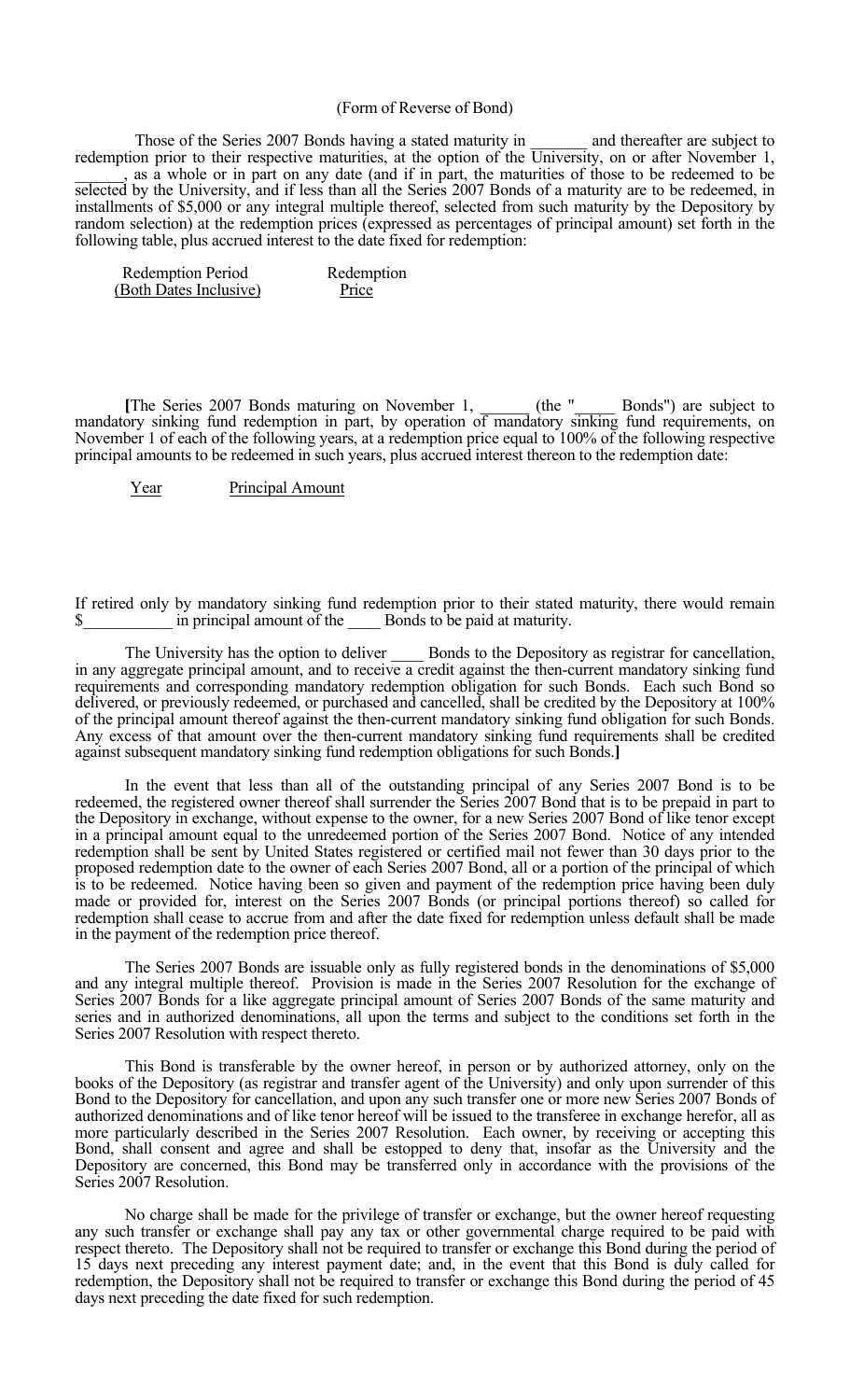(Form of Reverse of Bond)

Those of the Series 2007 Bonds having a stated maturity in _______ and thereafter are subject to redemption prior to their respective maturities, at the option of the University, on or after November 1, ______, as a whole or in part on any date (and if in part, the maturities of those to be redeemed to be selected by the University, and if less than all the Series 2007 Bonds of a maturity are to be redeemed, in installments of $5,000 or any integral multiple thereof, selected from such maturity by the Depository by random selection) at the redemption prices (expressed as percentages of principal amount) set forth in the following table, plus accrued interest to the date fixed for redemption:

| Redemption Period (Both Dates Inclusive) | Redemption Price |
|---|---|

[The Series 2007 Bonds maturing on November 1, ______ (the "_____ Bonds") are subject to mandatory sinking fund redemption in part, by operation of mandatory sinking fund requirements, on November 1 of each of the following years, at a redemption price equal to 100% of the following respective principal amounts to be redeemed in such years, plus accrued interest thereon to the redemption date:

| Year | Principal Amount |
|---|---|

If retired only by mandatory sinking fund redemption prior to their stated maturity, there would remain $___________ in principal amount of the ____ Bonds to be paid at maturity.

The University has the option to deliver ____ Bonds to the Depository as registrar for cancellation, in any aggregate principal amount, and to receive a credit against the then-current mandatory sinking fund requirements and corresponding mandatory redemption obligation for such Bonds. Each such Bond so delivered, or previously redeemed, or purchased and cancelled, shall be credited by the Depository at 100% of the principal amount thereof against the then-current mandatory sinking fund obligation for such Bonds. Any excess of that amount over the then-current mandatory sinking fund requirements shall be credited against subsequent mandatory sinking fund redemption obligations for such Bonds.]

In the event that less than all of the outstanding principal of any Series 2007 Bond is to be redeemed, the registered owner thereof shall surrender the Series 2007 Bond that is to be prepaid in part to the Depository in exchange, without expense to the owner, for a new Series 2007 Bond of like tenor except in a principal amount equal to the unredeemed portion of the Series 2007 Bond. Notice of any intended redemption shall be sent by United States registered or certified mail not fewer than 30 days prior to the proposed redemption date to the owner of each Series 2007 Bond, all or a portion of the principal of which is to be redeemed. Notice having been so given and payment of the redemption price having been duly made or provided for, interest on the Series 2007 Bonds (or principal portions thereof) so called for redemption shall cease to accrue from and after the date fixed for redemption unless default shall be made in the payment of the redemption price thereof.

The Series 2007 Bonds are issuable only as fully registered bonds in the denominations of $5,000 and any integral multiple thereof. Provision is made in the Series 2007 Resolution for the exchange of Series 2007 Bonds for a like aggregate principal amount of Series 2007 Bonds of the same maturity and series and in authorized denominations, all upon the terms and subject to the conditions set forth in the Series 2007 Resolution with respect thereto.

This Bond is transferable by the owner hereof, in person or by authorized attorney, only on the books of the Depository (as registrar and transfer agent of the University) and only upon surrender of this Bond to the Depository for cancellation, and upon any such transfer one or more new Series 2007 Bonds of authorized denominations and of like tenor hereof will be issued to the transferee in exchange herefor, all as more particularly described in the Series 2007 Resolution. Each owner, by receiving or accepting this Bond, shall consent and agree and shall be estopped to deny that, insofar as the University and the Depository are concerned, this Bond may be transferred only in accordance with the provisions of the Series 2007 Resolution.

No charge shall be made for the privilege of transfer or exchange, but the owner hereof requesting any such transfer or exchange shall pay any tax or other governmental charge required to be paid with respect thereto. The Depository shall not be required to transfer or exchange this Bond during the period of 15 days next preceding any interest payment date; and, in the event that this Bond is duly called for redemption, the Depository shall not be required to transfer or exchange this Bond during the period of 45 days next preceding the date fixed for such redemption.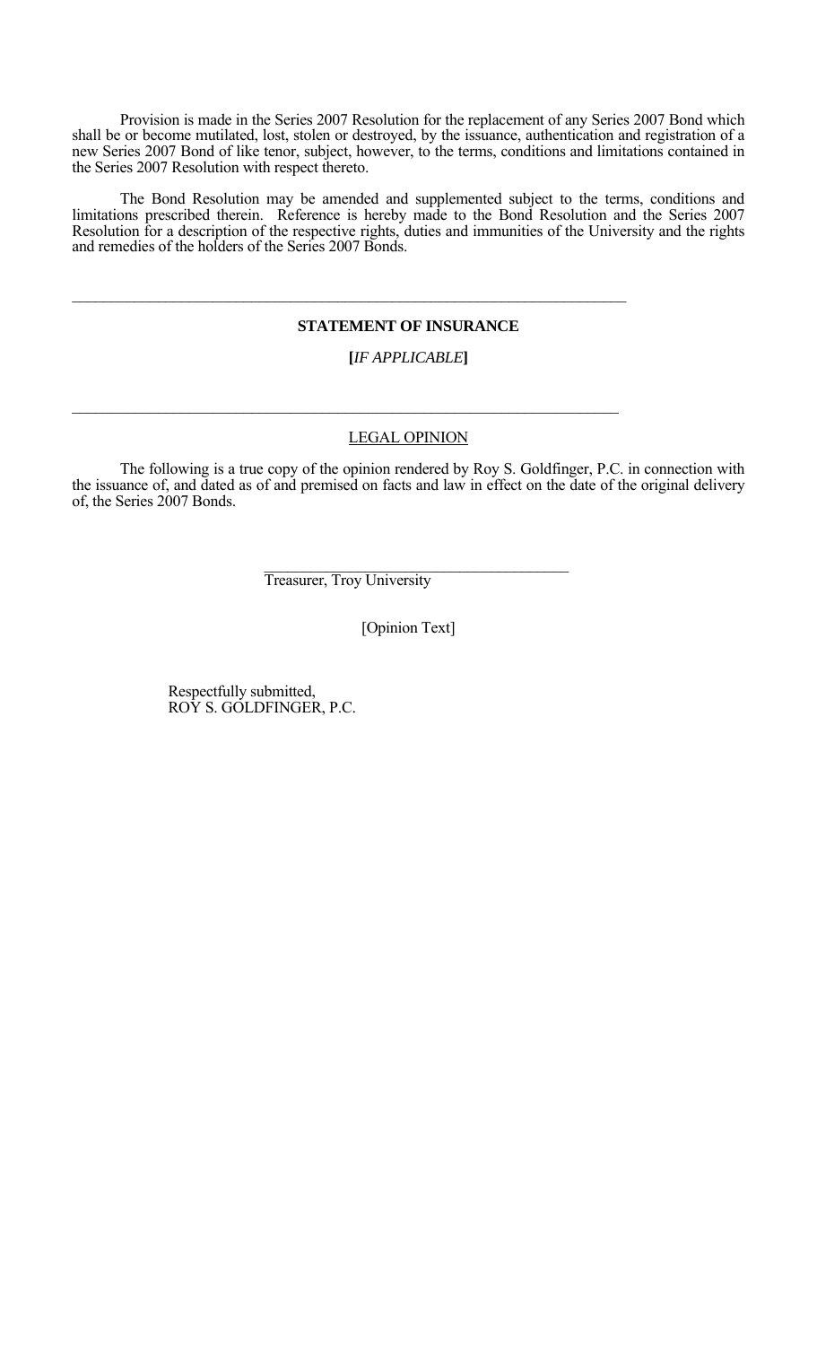Provision is made in the Series 2007 Resolution for the replacement of any Series 2007 Bond which shall be or become mutilated, lost, stolen or destroyed, by the issuance, authentication and registration of a new Series 2007 Bond of like tenor, subject, however, to the terms, conditions and limitations contained in the Series 2007 Resolution with respect thereto.

The Bond Resolution may be amended and supplemented subject to the terms, conditions and limitations prescribed therein. Reference is hereby made to the Bond Resolution and the Series 2007 Resolution for a description of the respective rights, duties and immunities of the University and the rights and remedies of the holders of the Series 2007 Bonds.

---

**STATEMENT OF INSURANCE**

**[***IF APPLICABLE***]**

---

LEGAL OPINION

The following is a true copy of the opinion rendered by Roy S. Goldfinger, P.C. in connection with the issuance of, and dated as of and premised on facts and law in effect on the date of the original delivery of, the Series 2007 Bonds.

\_\_\_\_\_\_\_\_\_\_\_\_\_\_\_\_\_\_\_\_\_\_\_\_\_\_\_\_\_\_\_\_\_\_\_\_\_\_\_\_
Treasurer, Troy University

[Opinion Text]

Respectfully submitted,
ROY S. GOLDFINGER, P.C.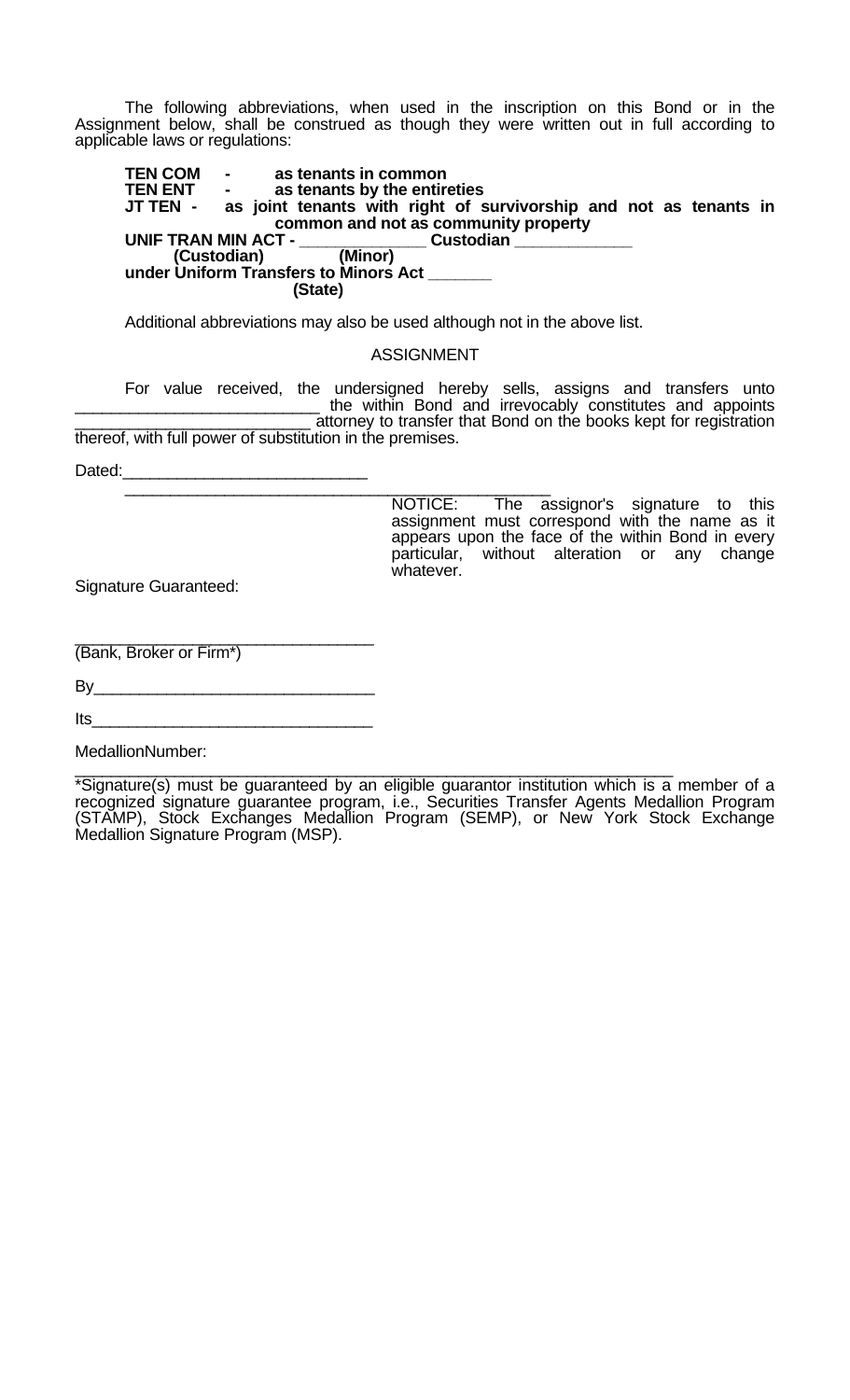The following abbreviations, when used in the inscription on this Bond or in the Assignment below, shall be construed as though they were written out in full according to applicable laws or regulations:

**TEN COM - as tenants in common**
**TEN ENT - as tenants by the entireties**
**JT TEN - as joint tenants with right of survivorship and not as tenants in common and not as community property**
**UNIF TRAN MIN ACT - _____________ Custodian ____________**
**(Custodian) (Minor)**
**under Uniform Transfers to Minors Act ______**
**(State)**

Additional abbreviations may also be used although not in the above list.

ASSIGNMENT

For value received, the undersigned hereby sells, assigns and transfers unto __________________________ the within Bond and irrevocably constitutes and appoints __________________________ attorney to transfer that Bond on the books kept for registration thereof, with full power of substitution in the premises.

Dated:___________________________

_______________________________________________

NOTICE: The assignor's signature to this assignment must correspond with the name as it appears upon the face of the within Bond in every particular, without alteration or any change whatever.

Signature Guaranteed:

________________________________
(Bank, Broker or Firm*)

By______________________________

Its______________________________

MedallionNumber:

_________________________________________________________________

*Signature(s) must be guaranteed by an eligible guarantor institution which is a member of a recognized signature guarantee program, i.e., Securities Transfer Agents Medallion Program (STAMP), Stock Exchanges Medallion Program (SEMP), or New York Stock Exchange Medallion Signature Program (MSP).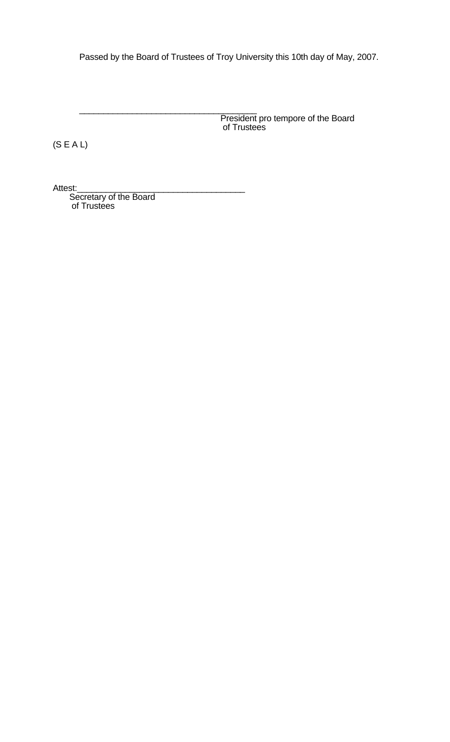Passed by the Board of Trustees of Troy University this 10th day of May, 2007.

\_\_\_\_\_\_\_\_\_\_\_\_\_\_\_\_\_\_\_\_\_\_\_\_\_\_\_\_\_\_\_\_\_\_\_\_\_\_\_

President pro tempore of the Board of Trustees

(S E A L)

Attest:\_\_\_\_\_\_\_\_\_\_\_\_\_\_\_\_\_\_\_\_\_\_\_\_\_\_\_\_\_\_\_\_\_\_\_\_

Secretary of the Board of Trustees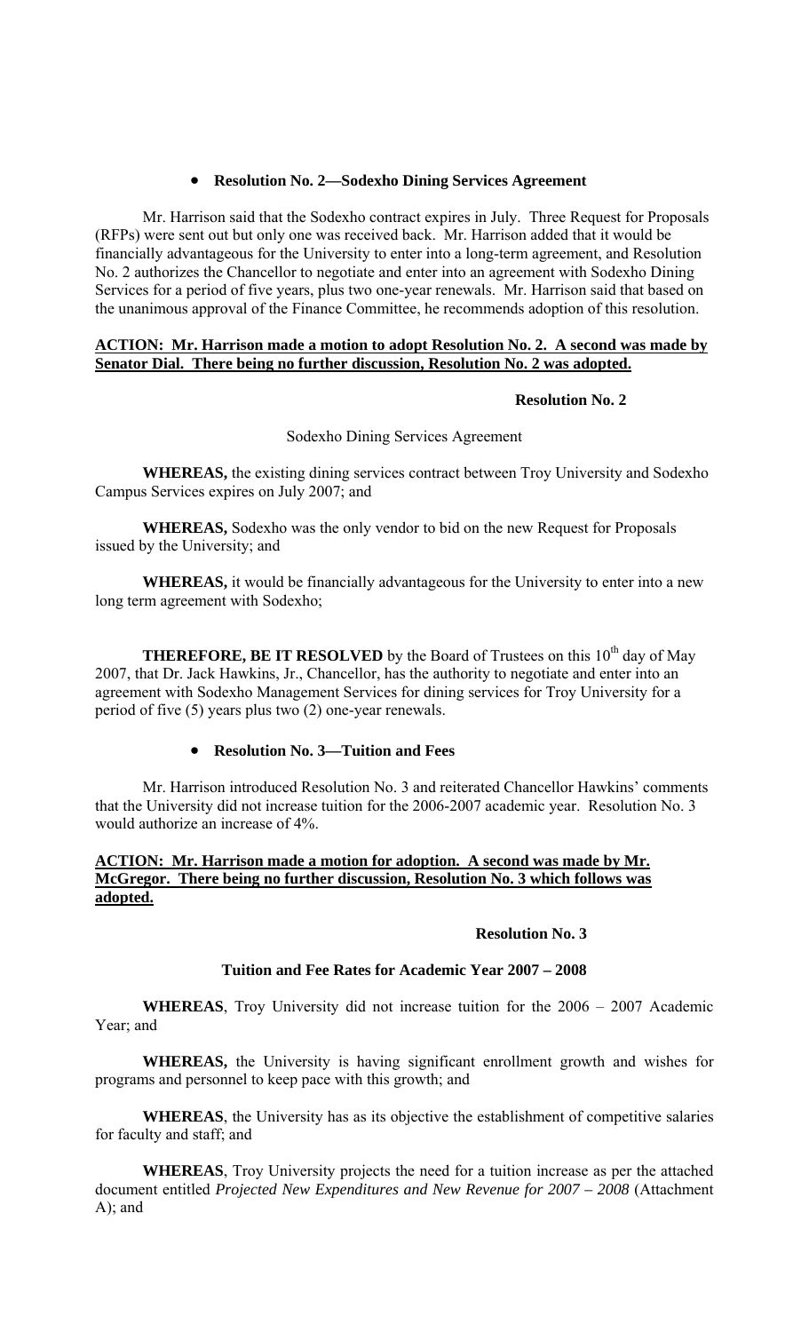- **Resolution No. 2—Sodexho Dining Services Agreement**

Mr. Harrison said that the Sodexho contract expires in July. Three Request for Proposals (RFPs) were sent out but only one was received back. Mr. Harrison added that it would be financially advantageous for the University to enter into a long-term agreement, and Resolution No. 2 authorizes the Chancellor to negotiate and enter into an agreement with Sodexho Dining Services for a period of five years, plus two one-year renewals. Mr. Harrison said that based on the unanimous approval of the Finance Committee, he recommends adoption of this resolution.

**ACTION: Mr. Harrison made a motion to adopt Resolution No. 2. A second was made by Senator Dial. There being no further discussion, Resolution No. 2 was adopted.**

**Resolution No. 2**

Sodexho Dining Services Agreement

**WHEREAS,** the existing dining services contract between Troy University and Sodexho Campus Services expires on July 2007; and

**WHEREAS,** Sodexho was the only vendor to bid on the new Request for Proposals issued by the University; and

**WHEREAS,** it would be financially advantageous for the University to enter into a new long term agreement with Sodexho;

**THEREFORE, BE IT RESOLVED** by the Board of Trustees on this 10th day of May 2007, that Dr. Jack Hawkins, Jr., Chancellor, has the authority to negotiate and enter into an agreement with Sodexho Management Services for dining services for Troy University for a period of five (5) years plus two (2) one-year renewals.

- **Resolution No. 3—Tuition and Fees**

Mr. Harrison introduced Resolution No. 3 and reiterated Chancellor Hawkins' comments that the University did not increase tuition for the 2006-2007 academic year. Resolution No. 3 would authorize an increase of 4%.

**ACTION: Mr. Harrison made a motion for adoption. A second was made by Mr. McGregor. There being no further discussion, Resolution No. 3 which follows was adopted.**

**Resolution No. 3**

**Tuition and Fee Rates for Academic Year 2007 – 2008**

**WHEREAS**, Troy University did not increase tuition for the 2006 – 2007 Academic Year; and

**WHEREAS,** the University is having significant enrollment growth and wishes for programs and personnel to keep pace with this growth; and

**WHEREAS**, the University has as its objective the establishment of competitive salaries for faculty and staff; and

**WHEREAS**, Troy University projects the need for a tuition increase as per the attached document entitled *Projected New Expenditures and New Revenue for 2007 – 2008* (Attachment A); and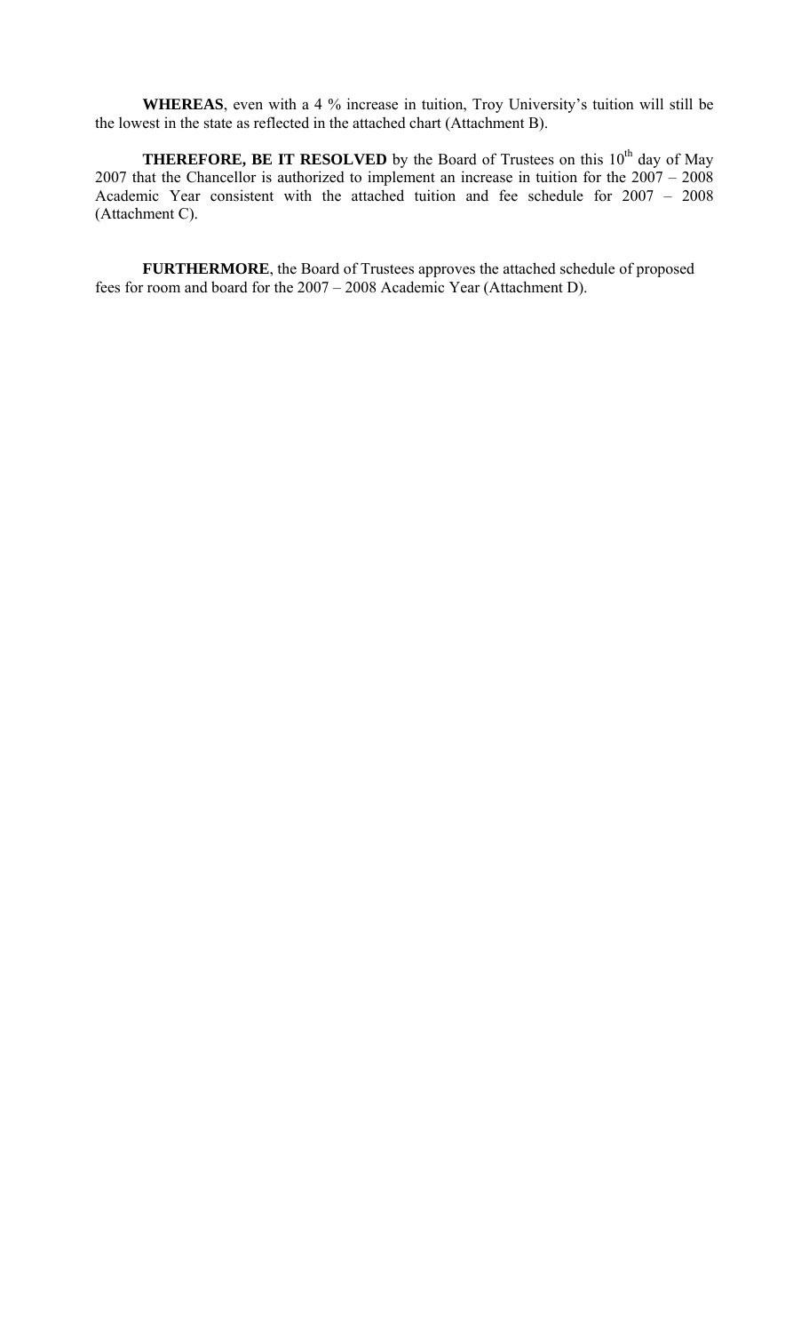**WHEREAS**, even with a 4 % increase in tuition, Troy University's tuition will still be the lowest in the state as reflected in the attached chart (Attachment B).

**THEREFORE, BE IT RESOLVED** by the Board of Trustees on this 10th day of May 2007 that the Chancellor is authorized to implement an increase in tuition for the 2007 – 2008 Academic Year consistent with the attached tuition and fee schedule for 2007 – 2008 (Attachment C).

**FURTHERMORE**, the Board of Trustees approves the attached schedule of proposed fees for room and board for the 2007 – 2008 Academic Year (Attachment D).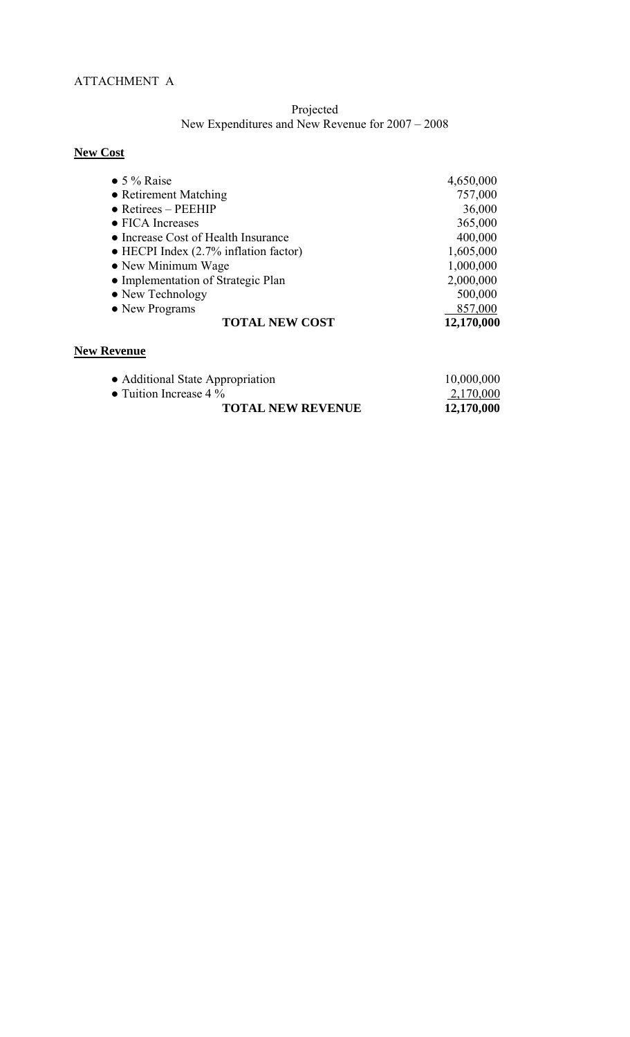ATTACHMENT A

Projected
New Expenditures and New Revenue for 2007 – 2008

**New Cost**

| Item | Amount |
|---|---|
| ● 5 % Raise | 4,650,000 |
| ● Retirement Matching | 757,000 |
| ● Retirees – PEEHIP | 36,000 |
| ● FICA Increases | 365,000 |
| ● Increase Cost of Health Insurance | 400,000 |
| ● HECPI Index (2.7% inflation factor) | 1,605,000 |
| ● New Minimum Wage | 1,000,000 |
| ● Implementation of Strategic Plan | 2,000,000 |
| ● New Technology | 500,000 |
| ● New Programs | 857,000 |
| **TOTAL NEW COST** | **12,170,000** |

**New Revenue**

| Item | Amount |
|---|---|
| ● Additional State Appropriation | 10,000,000 |
| ● Tuition Increase 4 % | 2,170,000 |
| **TOTAL NEW REVENUE** | **12,170,000** |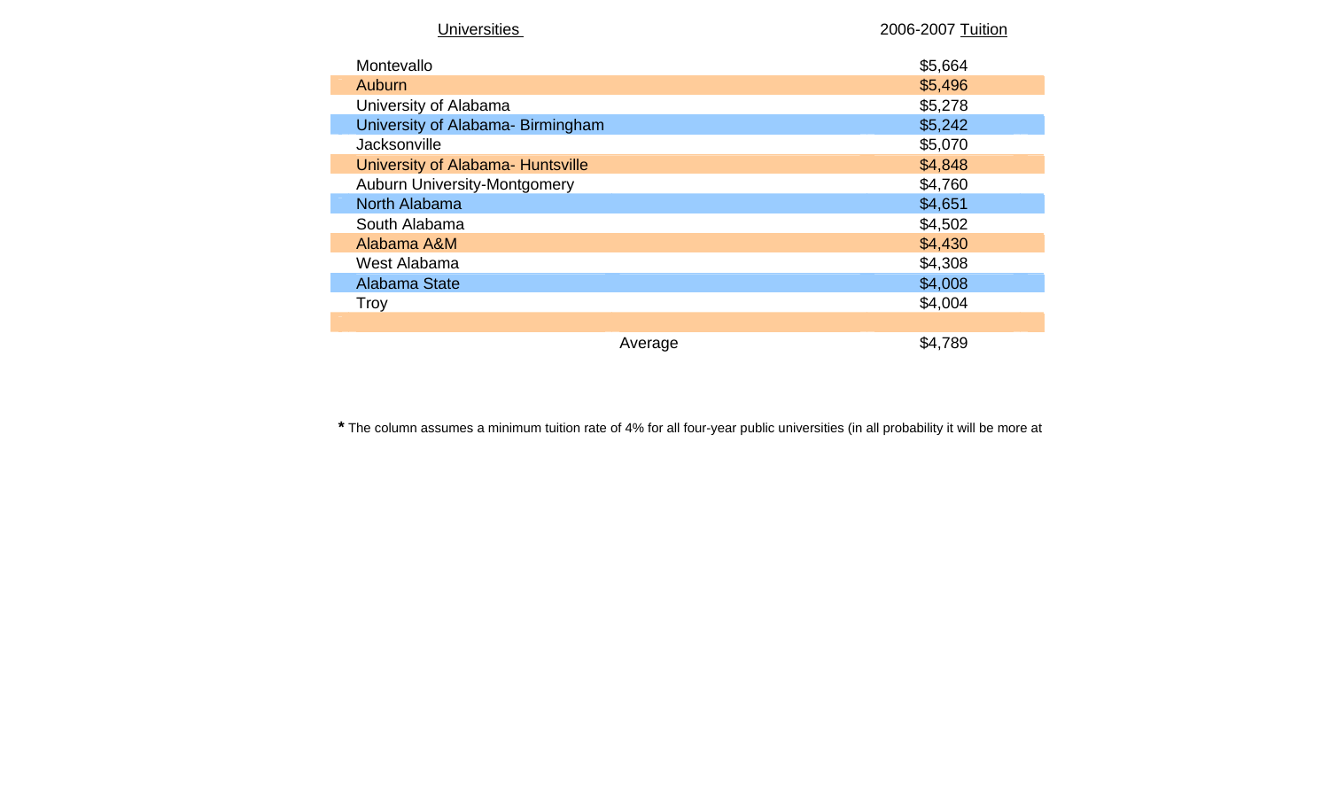| Universities | 2006-2007 Tuition |
|---|---|
| Montevallo | $5,664 |
| Auburn | $5,496 |
| University of Alabama | $5,278 |
| University of Alabama- Birmingham | $5,242 |
| Jacksonville | $5,070 |
| University of Alabama- Huntsville | $4,848 |
| Auburn University-Montgomery | $4,760 |
| North Alabama | $4,651 |
| South Alabama | $4,502 |
| Alabama A&M | $4,430 |
| West Alabama | $4,308 |
| Alabama State | $4,008 |
| Troy | $4,004 |
| | |
| Average | $4,789 |

* The column assumes a minimum tuition rate of 4% for all four-year public universities (in all probability it will be more at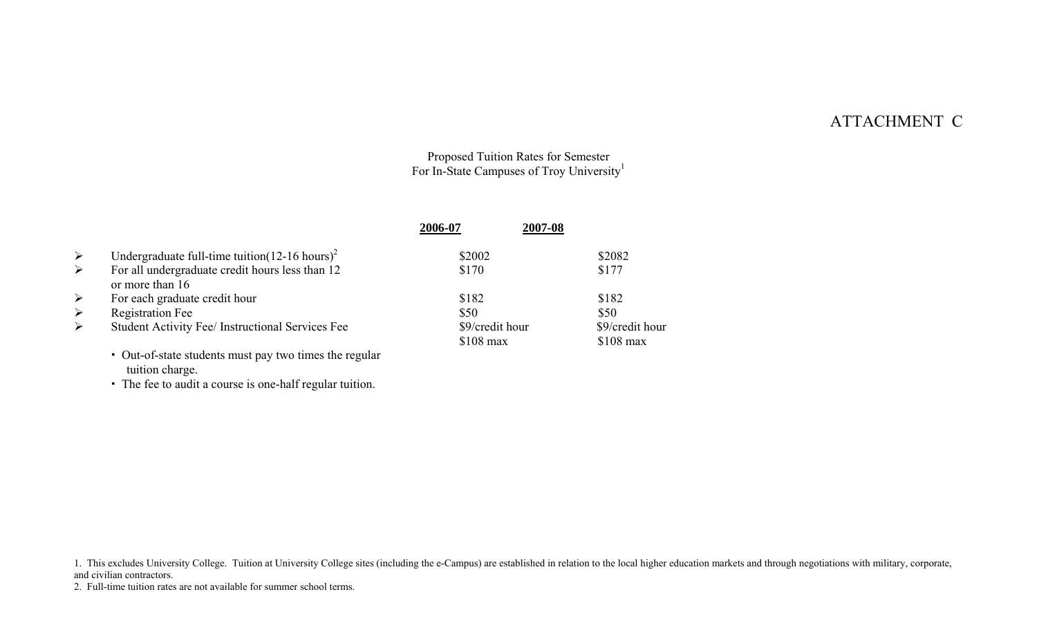ATTACHMENT C

Proposed Tuition Rates for Semester
For In-State Campuses of Troy University[1]

| | 2006-07 | 2007-08 |
|---|---|---|
| ➢ Undergraduate full-time tuition(12-16 hours)[2] | $2002 | $2082 |
| ➢ For all undergraduate credit hours less than 12 or more than 16 | $170 | $177 |
| ➢ For each graduate credit hour | $182 | $182 |
| ➢ Registration Fee | $50 | $50 |
| ➢ Student Activity Fee/ Instructional Services Fee | $9/credit hour<br>$108 max | $9/credit hour<br>$108 max |

- Out-of-state students must pay two times the regular tuition charge.
- The fee to audit a course is one-half regular tuition.

1. This excludes University College. Tuition at University College sites (including the e-Campus) are established in relation to the local higher education markets and through negotiations with military, corporate, and civilian contractors.
2. Full-time tuition rates are not available for summer school terms.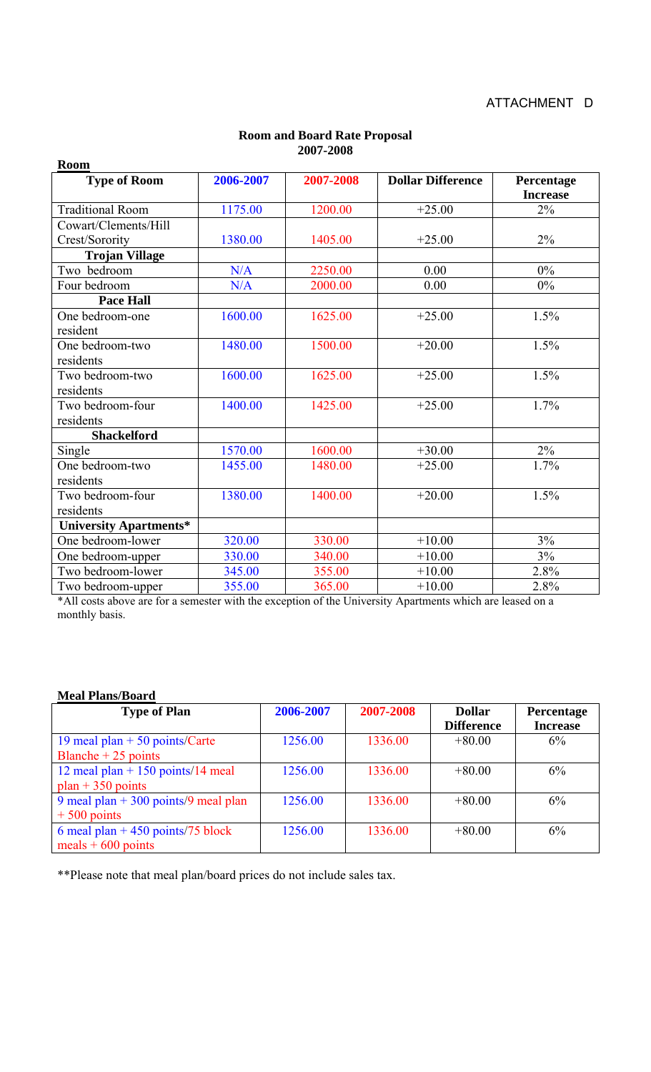ATTACHMENT D

**Room and Board Rate Proposal**
**2007-2008**

**Room**

| Type of Room | 2006-2007 | 2007-2008 | Dollar Difference | Percentage Increase |
|---|---|---|---|---|
| Traditional Room | 1175.00 | 1200.00 | +25.00 | 2% |
| Cowart/Clements/Hill Crest/Sorority | 1380.00 | 1405.00 | +25.00 | 2% |
| **Trojan Village** | | | | |
| Two bedroom | N/A | 2250.00 | 0.00 | 0% |
| Four bedroom | N/A | 2000.00 | 0.00 | 0% |
| **Pace Hall** | | | | |
| One bedroom-one resident | 1600.00 | 1625.00 | +25.00 | 1.5% |
| One bedroom-two residents | 1480.00 | 1500.00 | +20.00 | 1.5% |
| Two bedroom-two residents | 1600.00 | 1625.00 | +25.00 | 1.5% |
| Two bedroom-four residents | 1400.00 | 1425.00 | +25.00 | 1.7% |
| **Shackelford** | | | | |
| Single | 1570.00 | 1600.00 | +30.00 | 2% |
| One bedroom-two residents | 1455.00 | 1480.00 | +25.00 | 1.7% |
| Two bedroom-four residents | 1380.00 | 1400.00 | +20.00 | 1.5% |
| **University Apartments*** | | | | |
| One bedroom-lower | 320.00 | 330.00 | +10.00 | 3% |
| One bedroom-upper | 330.00 | 340.00 | +10.00 | 3% |
| Two bedroom-lower | 345.00 | 355.00 | +10.00 | 2.8% |
| Two bedroom-upper | 355.00 | 365.00 | +10.00 | 2.8% |

*All costs above are for a semester with the exception of the University Apartments which are leased on a monthly basis.

**Meal Plans/Board**

| Type of Plan | 2006-2007 | 2007-2008 | Dollar Difference | Percentage Increase |
|---|---|---|---|---|
| 19 meal plan + 50 points/Carte Blanche + 25 points | 1256.00 | 1336.00 | +80.00 | 6% |
| 12 meal plan + 150 points/14 meal plan + 350 points | 1256.00 | 1336.00 | +80.00 | 6% |
| 9 meal plan + 300 points/9 meal plan + 500 points | 1256.00 | 1336.00 | +80.00 | 6% |
| 6 meal plan + 450 points/75 block meals + 600 points | 1256.00 | 1336.00 | +80.00 | 6% |

**Please note that meal plan/board prices do not include sales tax.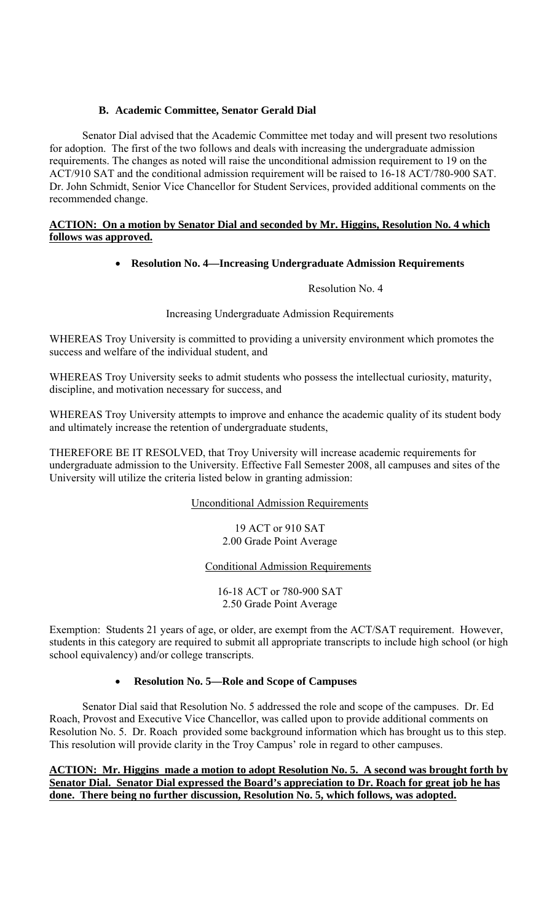### B. Academic Committee, Senator Gerald Dial

Senator Dial advised that the Academic Committee met today and will present two resolutions for adoption. The first of the two follows and deals with increasing the undergraduate admission requirements. The changes as noted will raise the unconditional admission requirement to 19 on the ACT/910 SAT and the conditional admission requirement will be raised to 16-18 ACT/780-900 SAT. Dr. John Schmidt, Senior Vice Chancellor for Student Services, provided additional comments on the recommended change.

**ACTION: On a motion by Senator Dial and seconded by Mr. Higgins, Resolution No. 4 which follows was approved.**

- **Resolution No. 4—Increasing Undergraduate Admission Requirements**

Resolution No. 4

Increasing Undergraduate Admission Requirements

WHEREAS Troy University is committed to providing a university environment which promotes the success and welfare of the individual student, and

WHEREAS Troy University seeks to admit students who possess the intellectual curiosity, maturity, discipline, and motivation necessary for success, and

WHEREAS Troy University attempts to improve and enhance the academic quality of its student body and ultimately increase the retention of undergraduate students,

THEREFORE BE IT RESOLVED, that Troy University will increase academic requirements for undergraduate admission to the University. Effective Fall Semester 2008, all campuses and sites of the University will utilize the criteria listed below in granting admission:

Unconditional Admission Requirements

19 ACT or 910 SAT
2.00 Grade Point Average

Conditional Admission Requirements

16-18 ACT or 780-900 SAT
2.50 Grade Point Average

Exemption: Students 21 years of age, or older, are exempt from the ACT/SAT requirement. However, students in this category are required to submit all appropriate transcripts to include high school (or high school equivalency) and/or college transcripts.

- **Resolution No. 5—Role and Scope of Campuses**

Senator Dial said that Resolution No. 5 addressed the role and scope of the campuses. Dr. Ed Roach, Provost and Executive Vice Chancellor, was called upon to provide additional comments on Resolution No. 5. Dr. Roach provided some background information which has brought us to this step. This resolution will provide clarity in the Troy Campus' role in regard to other campuses.

**ACTION: Mr. Higgins made a motion to adopt Resolution No. 5. A second was brought forth by Senator Dial. Senator Dial expressed the Board's appreciation to Dr. Roach for great job he has done. There being no further discussion, Resolution No. 5, which follows, was adopted.**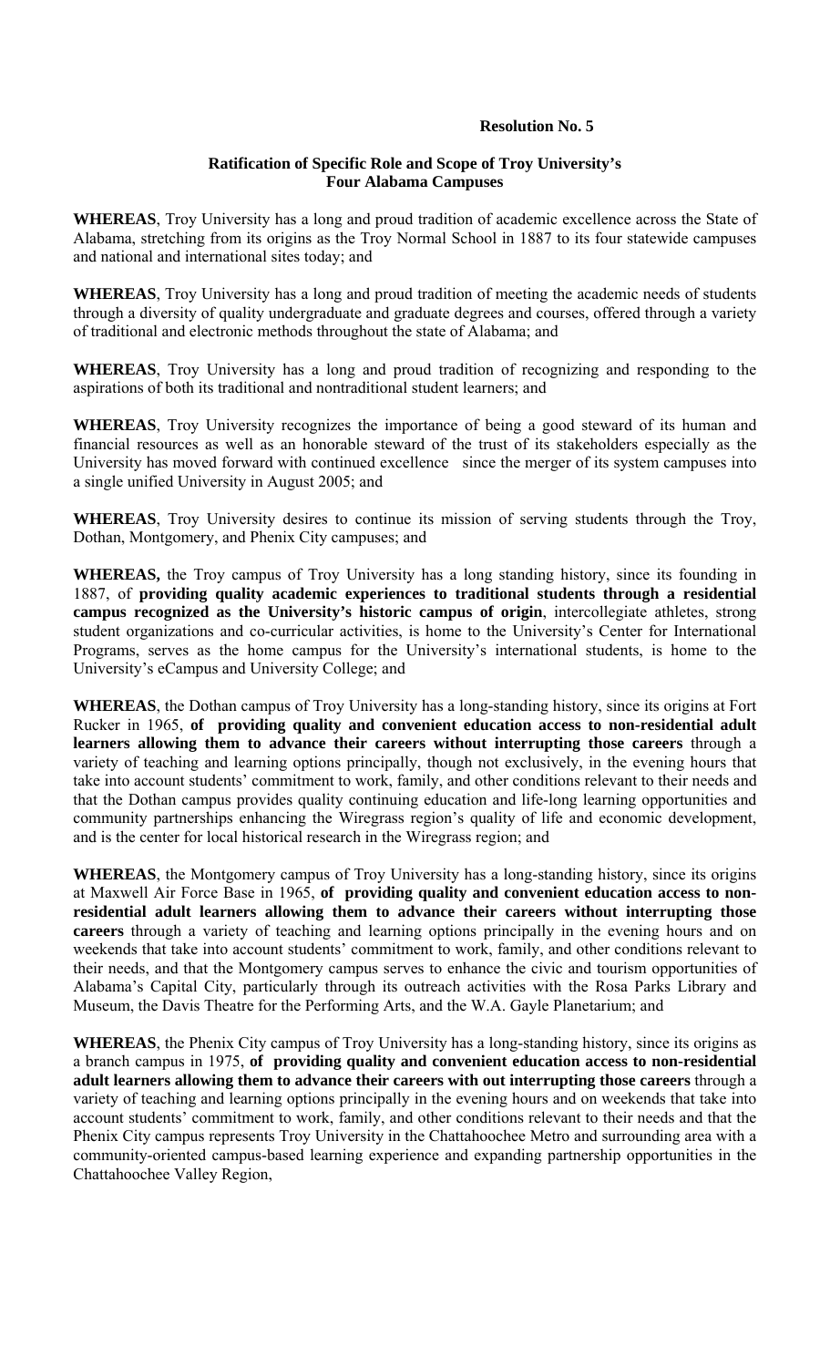**Resolution No. 5**

**Ratification of Specific Role and Scope of Troy University's Four Alabama Campuses**

**WHEREAS**, Troy University has a long and proud tradition of academic excellence across the State of Alabama, stretching from its origins as the Troy Normal School in 1887 to its four statewide campuses and national and international sites today; and

**WHEREAS**, Troy University has a long and proud tradition of meeting the academic needs of students through a diversity of quality undergraduate and graduate degrees and courses, offered through a variety of traditional and electronic methods throughout the state of Alabama; and

**WHEREAS**, Troy University has a long and proud tradition of recognizing and responding to the aspirations of both its traditional and nontraditional student learners; and

**WHEREAS**, Troy University recognizes the importance of being a good steward of its human and financial resources as well as an honorable steward of the trust of its stakeholders especially as the University has moved forward with continued excellence since the merger of its system campuses into a single unified University in August 2005; and

**WHEREAS**, Troy University desires to continue its mission of serving students through the Troy, Dothan, Montgomery, and Phenix City campuses; and

**WHEREAS,** the Troy campus of Troy University has a long standing history, since its founding in 1887, of **providing quality academic experiences to traditional students through a residential campus recognized as the University's historic campus of origin**, intercollegiate athletes, strong student organizations and co-curricular activities, is home to the University's Center for International Programs, serves as the home campus for the University's international students, is home to the University's eCampus and University College; and

**WHEREAS**, the Dothan campus of Troy University has a long-standing history, since its origins at Fort Rucker in 1965, **of providing quality and convenient education access to non-residential adult learners allowing them to advance their careers without interrupting those careers** through a variety of teaching and learning options principally, though not exclusively, in the evening hours that take into account students' commitment to work, family, and other conditions relevant to their needs and that the Dothan campus provides quality continuing education and life-long learning opportunities and community partnerships enhancing the Wiregrass region's quality of life and economic development, and is the center for local historical research in the Wiregrass region; and

**WHEREAS**, the Montgomery campus of Troy University has a long-standing history, since its origins at Maxwell Air Force Base in 1965, **of providing quality and convenient education access to non-residential adult learners allowing them to advance their careers without interrupting those careers** through a variety of teaching and learning options principally in the evening hours and on weekends that take into account students' commitment to work, family, and other conditions relevant to their needs, and that the Montgomery campus serves to enhance the civic and tourism opportunities of Alabama's Capital City, particularly through its outreach activities with the Rosa Parks Library and Museum, the Davis Theatre for the Performing Arts, and the W.A. Gayle Planetarium; and

**WHEREAS**, the Phenix City campus of Troy University has a long-standing history, since its origins as a branch campus in 1975, **of providing quality and convenient education access to non-residential adult learners allowing them to advance their careers with out interrupting those careers** through a variety of teaching and learning options principally in the evening hours and on weekends that take into account students' commitment to work, family, and other conditions relevant to their needs and that the Phenix City campus represents Troy University in the Chattahoochee Metro and surrounding area with a community-oriented campus-based learning experience and expanding partnership opportunities in the Chattahoochee Valley Region,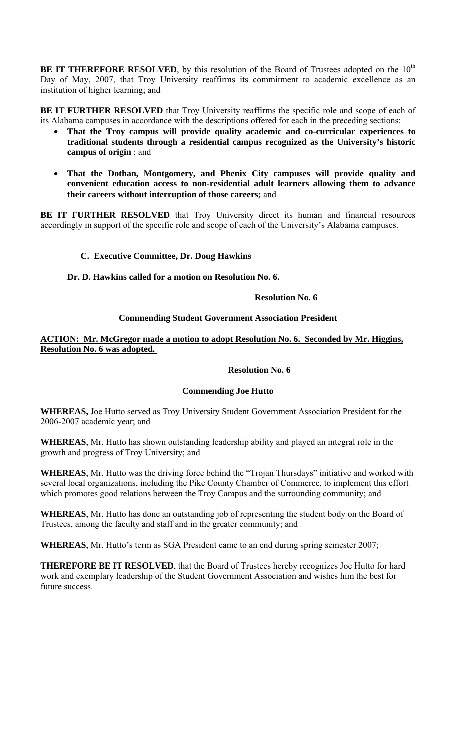**BE IT THEREFORE RESOLVED**, by this resolution of the Board of Trustees adopted on the 10th Day of May, 2007, that Troy University reaffirms its commitment to academic excellence as an institution of higher learning; and

**BE IT FURTHER RESOLVED** that Troy University reaffirms the specific role and scope of each of its Alabama campuses in accordance with the descriptions offered for each in the preceding sections:

- **That the Troy campus will provide quality academic and co-curricular experiences to traditional students through a residential campus recognized as the University's historic campus of origin** ; and
- **That the Dothan, Montgomery, and Phenix City campuses will provide quality and convenient education access to non-residential adult learners allowing them to advance their careers without interruption of those careers;** and

**BE IT FURTHER RESOLVED** that Troy University direct its human and financial resources accordingly in support of the specific role and scope of each of the University's Alabama campuses.

**C. Executive Committee, Dr. Doug Hawkins**

**Dr. D. Hawkins called for a motion on Resolution No. 6.**

**Resolution No. 6**

**Commending Student Government Association President**

**ACTION: Mr. McGregor made a motion to adopt Resolution No. 6. Seconded by Mr. Higgins, Resolution No. 6 was adopted.**

**Resolution No. 6**

**Commending Joe Hutto**

**WHEREAS,** Joe Hutto served as Troy University Student Government Association President for the 2006-2007 academic year; and

**WHEREAS**, Mr. Hutto has shown outstanding leadership ability and played an integral role in the growth and progress of Troy University; and

**WHEREAS**, Mr. Hutto was the driving force behind the "Trojan Thursdays" initiative and worked with several local organizations, including the Pike County Chamber of Commerce, to implement this effort which promotes good relations between the Troy Campus and the surrounding community; and

**WHEREAS**, Mr. Hutto has done an outstanding job of representing the student body on the Board of Trustees, among the faculty and staff and in the greater community; and

**WHEREAS**, Mr. Hutto's term as SGA President came to an end during spring semester 2007;

**THEREFORE BE IT RESOLVED**, that the Board of Trustees hereby recognizes Joe Hutto for hard work and exemplary leadership of the Student Government Association and wishes him the best for future success.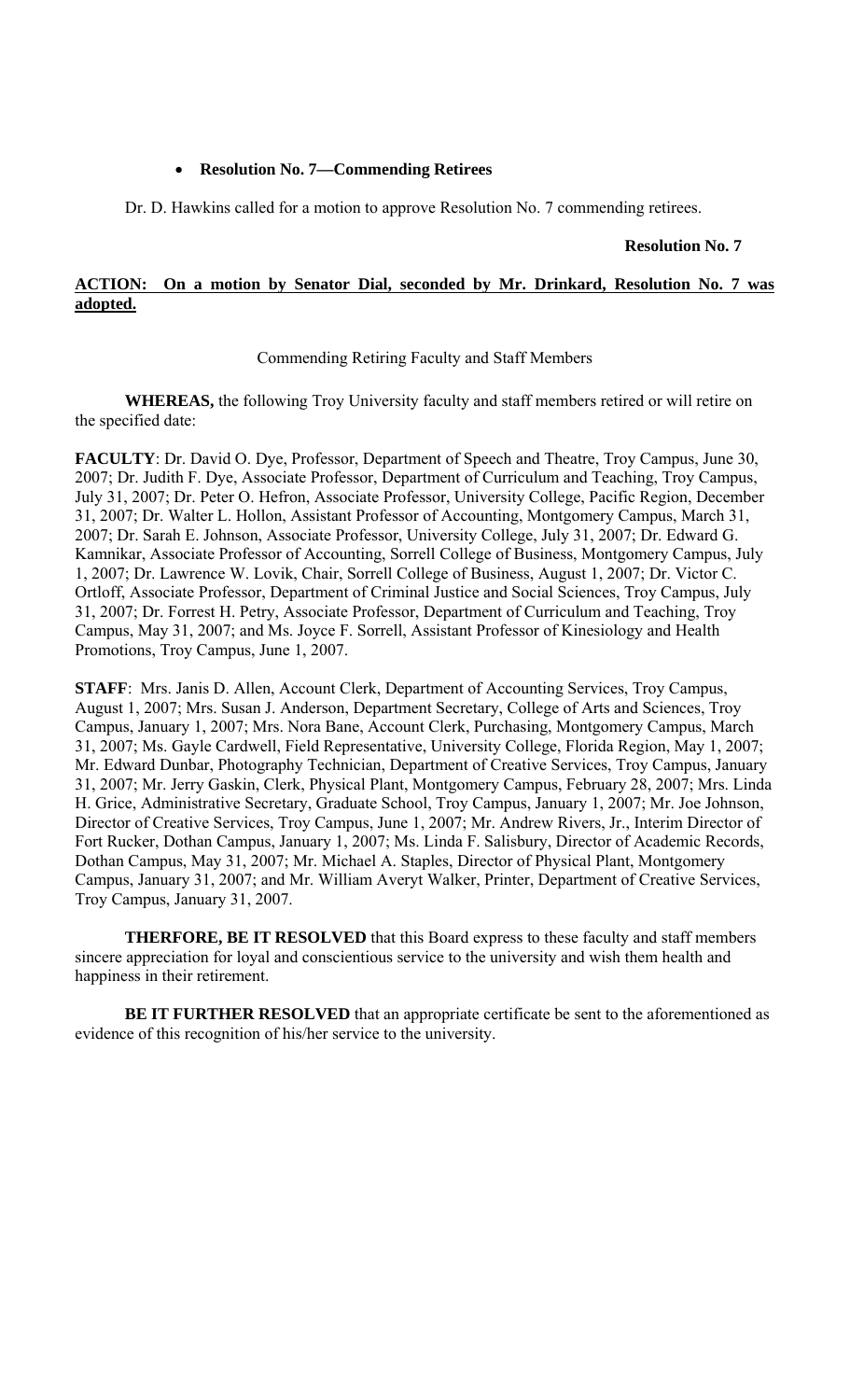- **Resolution No. 7—Commending Retirees**

Dr. D. Hawkins called for a motion to approve Resolution No. 7 commending retirees.

**Resolution No. 7**

**ACTION: On a motion by Senator Dial, seconded by Mr. Drinkard, Resolution No. 7 was adopted.**

Commending Retiring Faculty and Staff Members

**WHEREAS,** the following Troy University faculty and staff members retired or will retire on the specified date:

**FACULTY**: Dr. David O. Dye, Professor, Department of Speech and Theatre, Troy Campus, June 30, 2007; Dr. Judith F. Dye, Associate Professor, Department of Curriculum and Teaching, Troy Campus, July 31, 2007; Dr. Peter O. Hefron, Associate Professor, University College, Pacific Region, December 31, 2007; Dr. Walter L. Hollon, Assistant Professor of Accounting, Montgomery Campus, March 31, 2007; Dr. Sarah E. Johnson, Associate Professor, University College, July 31, 2007; Dr. Edward G. Kamnikar, Associate Professor of Accounting, Sorrell College of Business, Montgomery Campus, July 1, 2007; Dr. Lawrence W. Lovik, Chair, Sorrell College of Business, August 1, 2007; Dr. Victor C. Ortloff, Associate Professor, Department of Criminal Justice and Social Sciences, Troy Campus, July 31, 2007; Dr. Forrest H. Petry, Associate Professor, Department of Curriculum and Teaching, Troy Campus, May 31, 2007; and Ms. Joyce F. Sorrell, Assistant Professor of Kinesiology and Health Promotions, Troy Campus, June 1, 2007.

**STAFF**: Mrs. Janis D. Allen, Account Clerk, Department of Accounting Services, Troy Campus, August 1, 2007; Mrs. Susan J. Anderson, Department Secretary, College of Arts and Sciences, Troy Campus, January 1, 2007; Mrs. Nora Bane, Account Clerk, Purchasing, Montgomery Campus, March 31, 2007; Ms. Gayle Cardwell, Field Representative, University College, Florida Region, May 1, 2007; Mr. Edward Dunbar, Photography Technician, Department of Creative Services, Troy Campus, January 31, 2007; Mr. Jerry Gaskin, Clerk, Physical Plant, Montgomery Campus, February 28, 2007; Mrs. Linda H. Grice, Administrative Secretary, Graduate School, Troy Campus, January 1, 2007; Mr. Joe Johnson, Director of Creative Services, Troy Campus, June 1, 2007; Mr. Andrew Rivers, Jr., Interim Director of Fort Rucker, Dothan Campus, January 1, 2007; Ms. Linda F. Salisbury, Director of Academic Records, Dothan Campus, May 31, 2007; Mr. Michael A. Staples, Director of Physical Plant, Montgomery Campus, January 31, 2007; and Mr. William Averyt Walker, Printer, Department of Creative Services, Troy Campus, January 31, 2007.

**THERFORE, BE IT RESOLVED** that this Board express to these faculty and staff members sincere appreciation for loyal and conscientious service to the university and wish them health and happiness in their retirement.

**BE IT FURTHER RESOLVED** that an appropriate certificate be sent to the aforementioned as evidence of this recognition of his/her service to the university.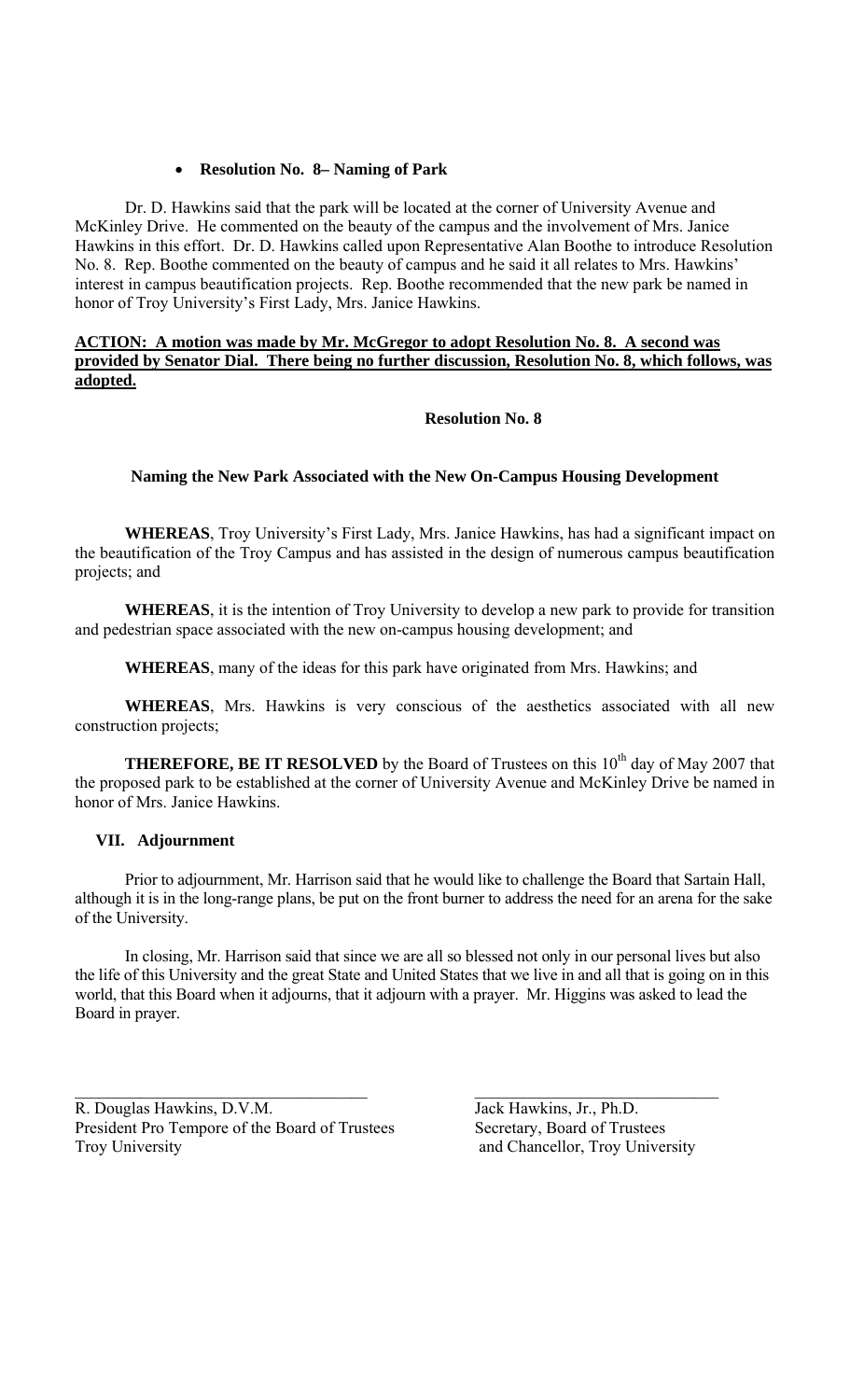- **Resolution No. 8– Naming of Park**

Dr. D. Hawkins said that the park will be located at the corner of University Avenue and McKinley Drive. He commented on the beauty of the campus and the involvement of Mrs. Janice Hawkins in this effort. Dr. D. Hawkins called upon Representative Alan Boothe to introduce Resolution No. 8. Rep. Boothe commented on the beauty of campus and he said it all relates to Mrs. Hawkins' interest in campus beautification projects. Rep. Boothe recommended that the new park be named in honor of Troy University's First Lady, Mrs. Janice Hawkins.

**ACTION: A motion was made by Mr. McGregor to adopt Resolution No. 8. A second was provided by Senator Dial. There being no further discussion, Resolution No. 8, which follows, was adopted.**

**Resolution No. 8**

**Naming the New Park Associated with the New On-Campus Housing Development**

**WHEREAS**, Troy University's First Lady, Mrs. Janice Hawkins, has had a significant impact on the beautification of the Troy Campus and has assisted in the design of numerous campus beautification projects; and

**WHEREAS**, it is the intention of Troy University to develop a new park to provide for transition and pedestrian space associated with the new on-campus housing development; and

**WHEREAS**, many of the ideas for this park have originated from Mrs. Hawkins; and

**WHEREAS**, Mrs. Hawkins is very conscious of the aesthetics associated with all new construction projects;

**THEREFORE, BE IT RESOLVED** by the Board of Trustees on this 10th day of May 2007 that the proposed park to be established at the corner of University Avenue and McKinley Drive be named in honor of Mrs. Janice Hawkins.

## VII. Adjournment

Prior to adjournment, Mr. Harrison said that he would like to challenge the Board that Sartain Hall, although it is in the long-range plans, be put on the front burner to address the need for an arena for the sake of the University.

In closing, Mr. Harrison said that since we are all so blessed not only in our personal lives but also the life of this University and the great State and United States that we live in and all that is going on in this world, that this Board when it adjourns, that it adjourn with a prayer. Mr. Higgins was asked to lead the Board in prayer.

| | |
|---|---|
| R. Douglas Hawkins, D.V.M. | Jack Hawkins, Jr., Ph.D. |
| President Pro Tempore of the Board of Trustees | Secretary, Board of Trustees |
| Troy University | and Chancellor, Troy University |